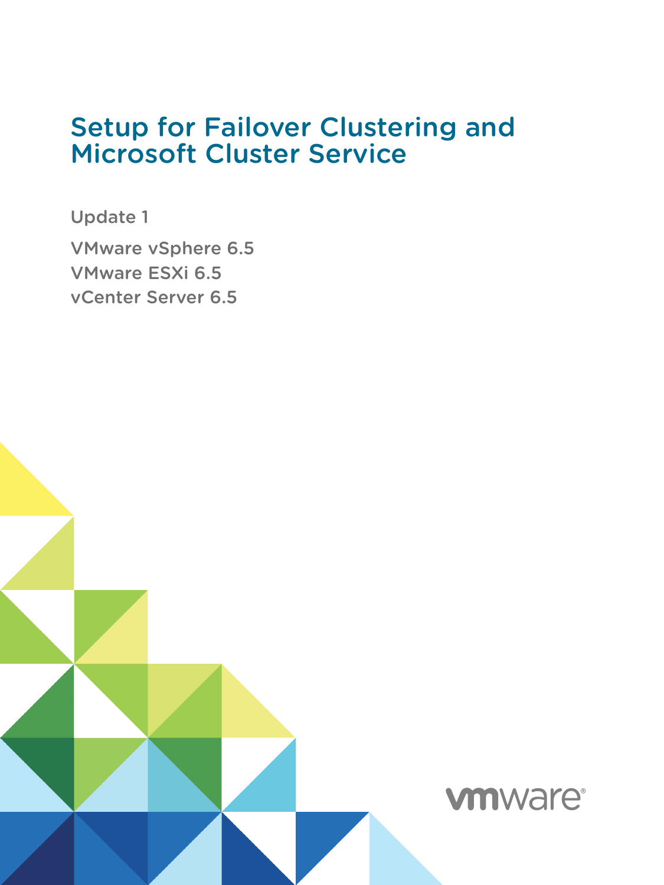# Setup for Failover Clustering and Microsoft Cluster Service

Update 1

VMware vSphere 6.5

VMware ESXi 6.5

vCenter Server 6.5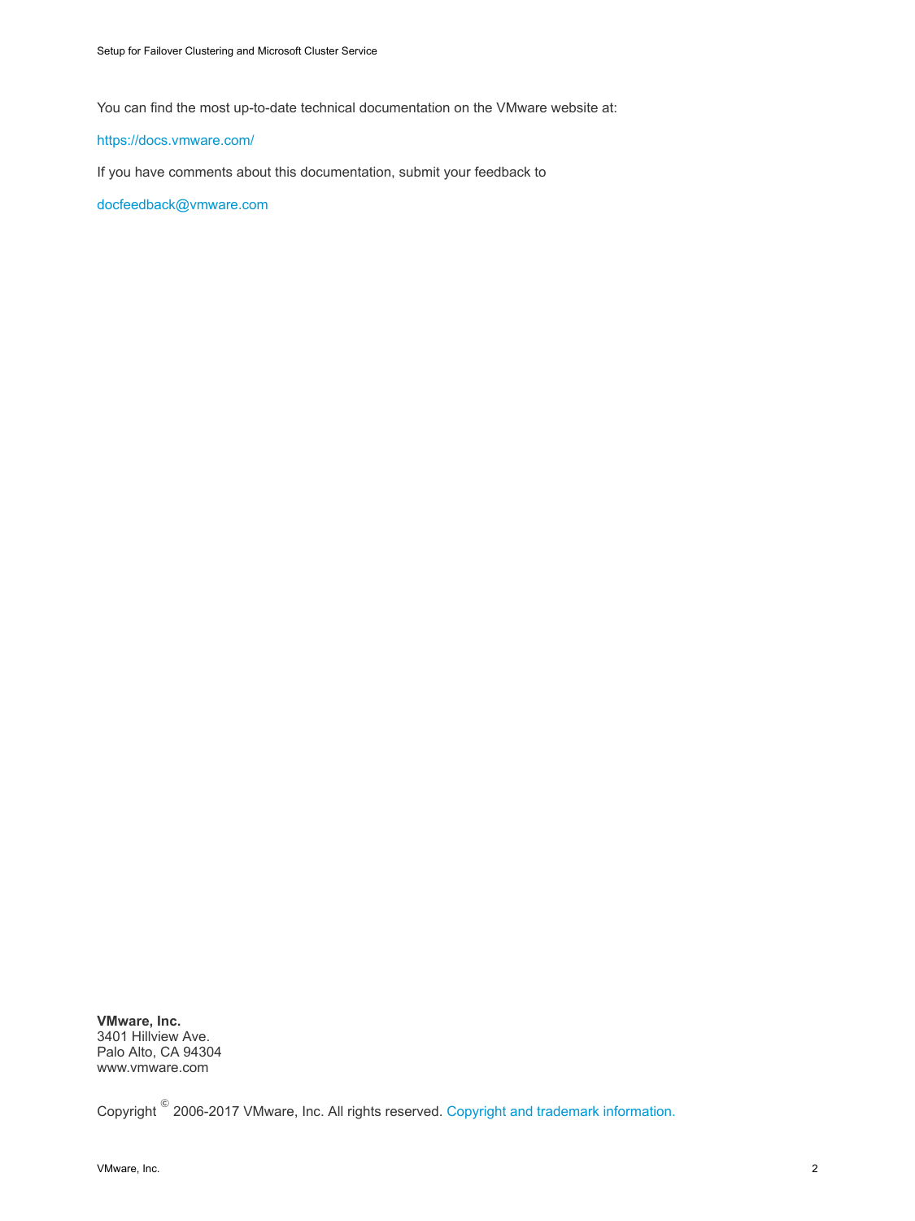You can find the most up-to-date technical documentation on the VMware website at:

https://docs.vmware.com/

If you have comments about this documentation, submit your feedback to

docfeedback@vmware.com

**VMware, Inc.**
3401 Hillview Ave.
Palo Alto, CA 94304
www.vmware.com

Copyright © 2006-2017 VMware, Inc. All rights reserved. Copyright and trademark information.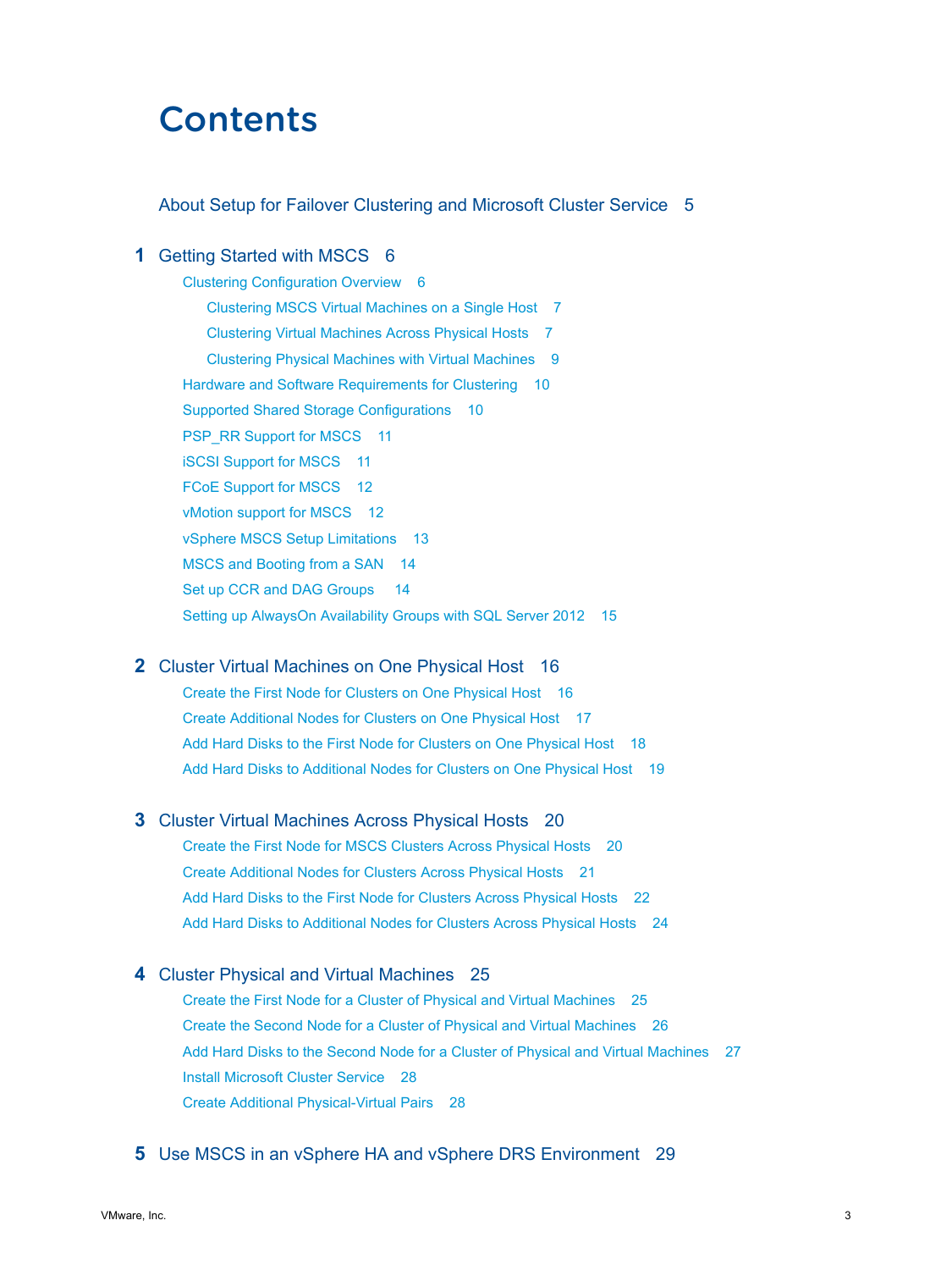# Contents

About Setup for Failover Clustering and Microsoft Cluster Service 5

**1** Getting Started with MSCS 6

- Clustering Configuration Overview 6
  - Clustering MSCS Virtual Machines on a Single Host 7
  - Clustering Virtual Machines Across Physical Hosts 7
  - Clustering Physical Machines with Virtual Machines 9
- Hardware and Software Requirements for Clustering 10
- Supported Shared Storage Configurations 10
- PSP_RR Support for MSCS 11
- iSCSI Support for MSCS 11
- FCoE Support for MSCS 12
- vMotion support for MSCS 12
- vSphere MSCS Setup Limitations 13
- MSCS and Booting from a SAN 14
- Set up CCR and DAG Groups 14
- Setting up AlwaysOn Availability Groups with SQL Server 2012 15

**2** Cluster Virtual Machines on One Physical Host 16

- Create the First Node for Clusters on One Physical Host 16
- Create Additional Nodes for Clusters on One Physical Host 17
- Add Hard Disks to the First Node for Clusters on One Physical Host 18
- Add Hard Disks to Additional Nodes for Clusters on One Physical Host 19

**3** Cluster Virtual Machines Across Physical Hosts 20

- Create the First Node for MSCS Clusters Across Physical Hosts 20
- Create Additional Nodes for Clusters Across Physical Hosts 21
- Add Hard Disks to the First Node for Clusters Across Physical Hosts 22
- Add Hard Disks to Additional Nodes for Clusters Across Physical Hosts 24

**4** Cluster Physical and Virtual Machines 25

- Create the First Node for a Cluster of Physical and Virtual Machines 25
- Create the Second Node for a Cluster of Physical and Virtual Machines 26
- Add Hard Disks to the Second Node for a Cluster of Physical and Virtual Machines 27
- Install Microsoft Cluster Service 28
- Create Additional Physical-Virtual Pairs 28

**5** Use MSCS in an vSphere HA and vSphere DRS Environment 29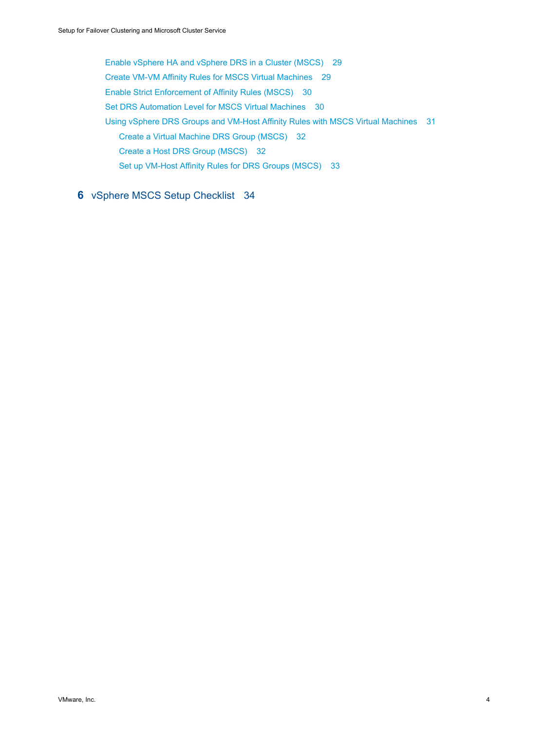Enable vSphere HA and vSphere DRS in a Cluster (MSCS) 29
Create VM-VM Affinity Rules for MSCS Virtual Machines 29
Enable Strict Enforcement of Affinity Rules (MSCS) 30
Set DRS Automation Level for MSCS Virtual Machines 30
Using vSphere DRS Groups and VM-Host Affinity Rules with MSCS Virtual Machines 31
 Create a Virtual Machine DRS Group (MSCS) 32
 Create a Host DRS Group (MSCS) 32
 Set up VM-Host Affinity Rules for DRS Groups (MSCS) 33

**6** vSphere MSCS Setup Checklist 34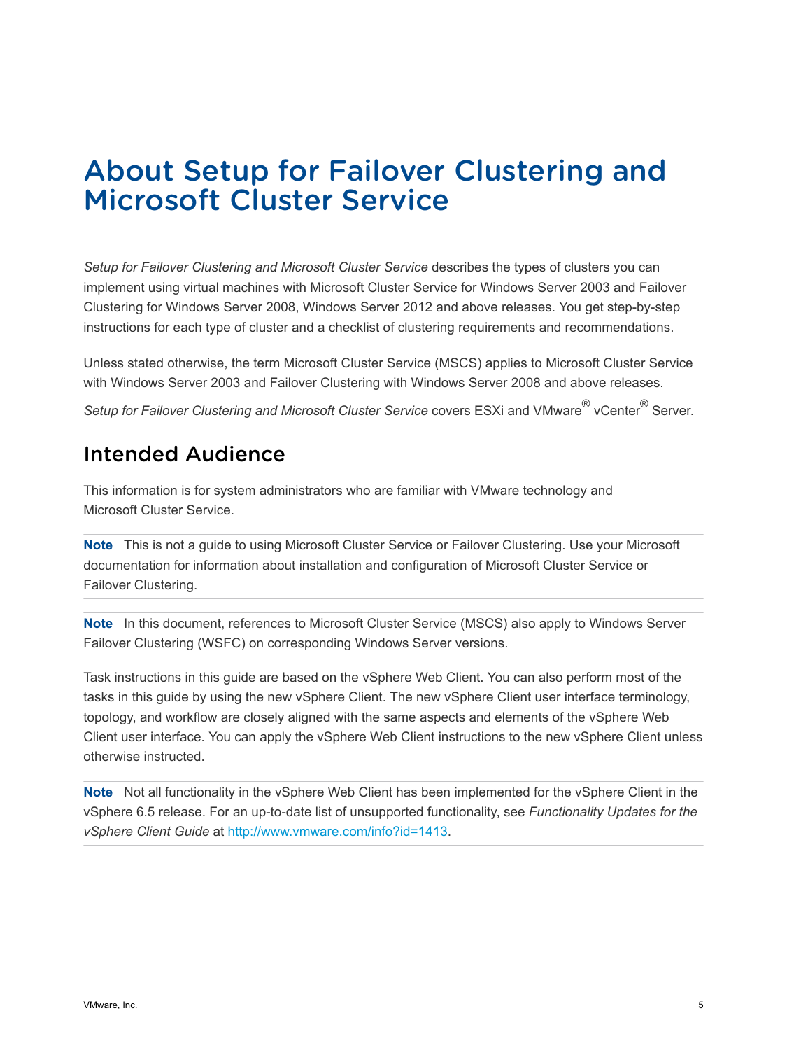# About Setup for Failover Clustering and Microsoft Cluster Service

*Setup for Failover Clustering and Microsoft Cluster Service* describes the types of clusters you can implement using virtual machines with Microsoft Cluster Service for Windows Server 2003 and Failover Clustering for Windows Server 2008, Windows Server 2012 and above releases. You get step-by-step instructions for each type of cluster and a checklist of clustering requirements and recommendations.

Unless stated otherwise, the term Microsoft Cluster Service (MSCS) applies to Microsoft Cluster Service with Windows Server 2003 and Failover Clustering with Windows Server 2008 and above releases.

*Setup for Failover Clustering and Microsoft Cluster Service* covers ESXi and VMware® vCenter® Server.

## Intended Audience

This information is for system administrators who are familiar with VMware technology and Microsoft Cluster Service.

**Note** This is not a guide to using Microsoft Cluster Service or Failover Clustering. Use your Microsoft documentation for information about installation and configuration of Microsoft Cluster Service or Failover Clustering.

**Note** In this document, references to Microsoft Cluster Service (MSCS) also apply to Windows Server Failover Clustering (WSFC) on corresponding Windows Server versions.

Task instructions in this guide are based on the vSphere Web Client. You can also perform most of the tasks in this guide by using the new vSphere Client. The new vSphere Client user interface terminology, topology, and workflow are closely aligned with the same aspects and elements of the vSphere Web Client user interface. You can apply the vSphere Web Client instructions to the new vSphere Client unless otherwise instructed.

**Note** Not all functionality in the vSphere Web Client has been implemented for the vSphere Client in the vSphere 6.5 release. For an up-to-date list of unsupported functionality, see *Functionality Updates for the vSphere Client Guide* at http://www.vmware.com/info?id=1413.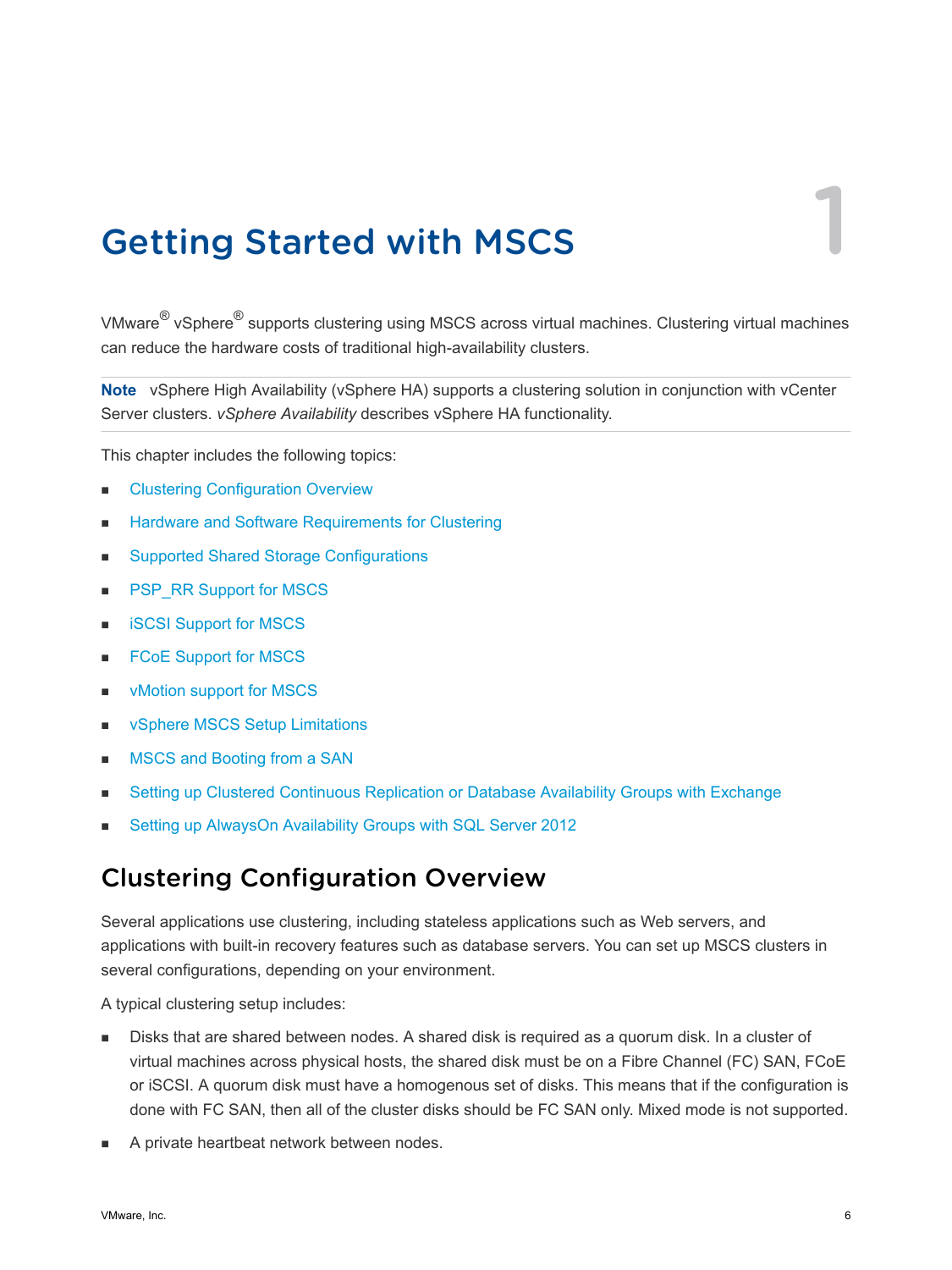# 1 Getting Started with MSCS

VMware® vSphere® supports clustering using MSCS across virtual machines. Clustering virtual machines can reduce the hardware costs of traditional high-availability clusters.

**Note** vSphere High Availability (vSphere HA) supports a clustering solution in conjunction with vCenter Server clusters. *vSphere Availability* describes vSphere HA functionality.

This chapter includes the following topics:

- Clustering Configuration Overview
- Hardware and Software Requirements for Clustering
- Supported Shared Storage Configurations
- PSP_RR Support for MSCS
- iSCSI Support for MSCS
- FCoE Support for MSCS
- vMotion support for MSCS
- vSphere MSCS Setup Limitations
- MSCS and Booting from a SAN
- Setting up Clustered Continuous Replication or Database Availability Groups with Exchange
- Setting up AlwaysOn Availability Groups with SQL Server 2012

## Clustering Configuration Overview

Several applications use clustering, including stateless applications such as Web servers, and applications with built-in recovery features such as database servers. You can set up MSCS clusters in several configurations, depending on your environment.

A typical clustering setup includes:

- Disks that are shared between nodes. A shared disk is required as a quorum disk. In a cluster of virtual machines across physical hosts, the shared disk must be on a Fibre Channel (FC) SAN, FCoE or iSCSI. A quorum disk must have a homogenous set of disks. This means that if the configuration is done with FC SAN, then all of the cluster disks should be FC SAN only. Mixed mode is not supported.
- A private heartbeat network between nodes.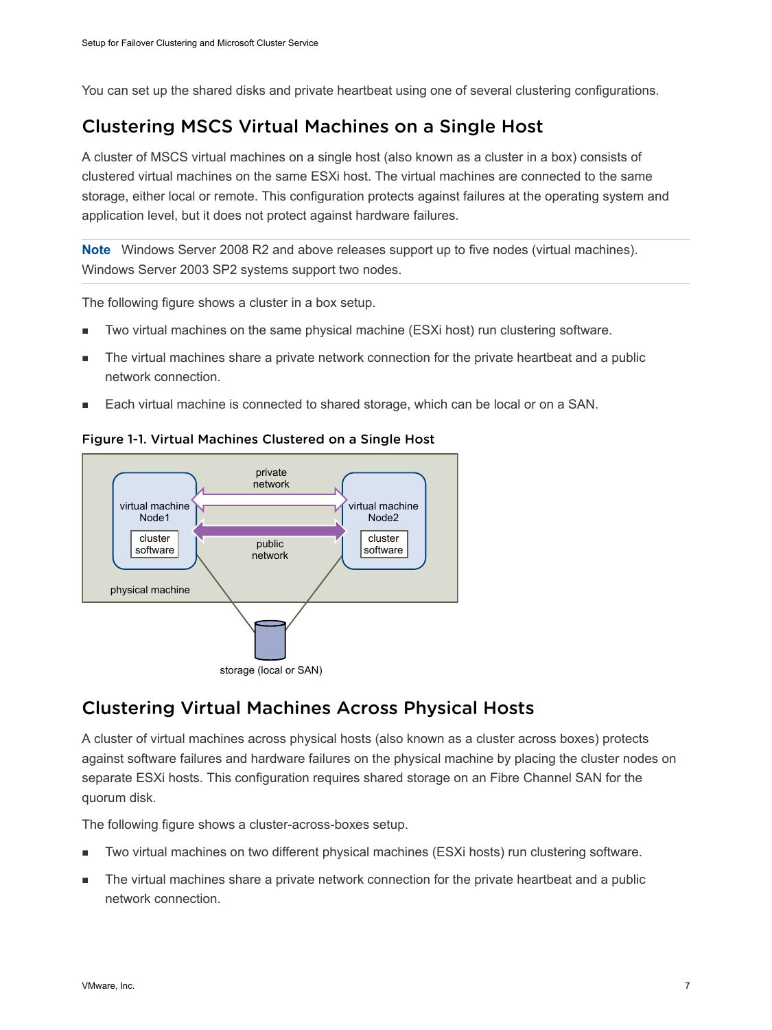You can set up the shared disks and private heartbeat using one of several clustering configurations.

## Clustering MSCS Virtual Machines on a Single Host

A cluster of MSCS virtual machines on a single host (also known as a cluster in a box) consists of clustered virtual machines on the same ESXi host. The virtual machines are connected to the same storage, either local or remote. This configuration protects against failures at the operating system and application level, but it does not protect against hardware failures.

**Note** Windows Server 2008 R2 and above releases support up to five nodes (virtual machines). Windows Server 2003 SP2 systems support two nodes.

The following figure shows a cluster in a box setup.

- Two virtual machines on the same physical machine (ESXi host) run clustering software.
- The virtual machines share a private network connection for the private heartbeat and a public network connection.
- Each virtual machine is connected to shared storage, which can be local or on a SAN.

**Figure 1-1. Virtual Machines Clustered on a Single Host**

## Clustering Virtual Machines Across Physical Hosts

A cluster of virtual machines across physical hosts (also known as a cluster across boxes) protects against software failures and hardware failures on the physical machine by placing the cluster nodes on separate ESXi hosts. This configuration requires shared storage on an Fibre Channel SAN for the quorum disk.

The following figure shows a cluster-across-boxes setup.

- Two virtual machines on two different physical machines (ESXi hosts) run clustering software.
- The virtual machines share a private network connection for the private heartbeat and a public network connection.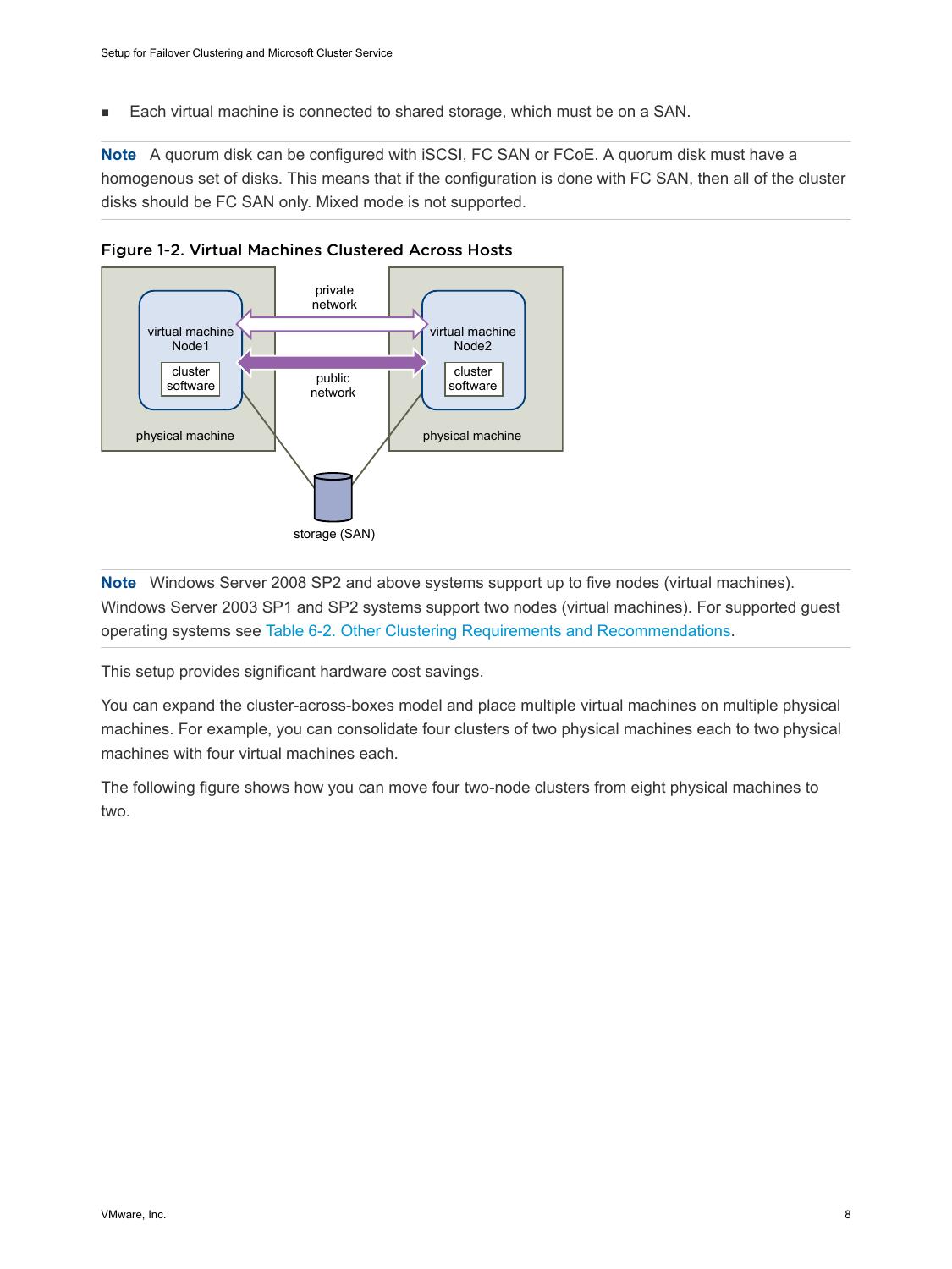- Each virtual machine is connected to shared storage, which must be on a SAN.

**Note** A quorum disk can be configured with iSCSI, FC SAN or FCoE. A quorum disk must have a homogenous set of disks. This means that if the configuration is done with FC SAN, then all of the cluster disks should be FC SAN only. Mixed mode is not supported.

**Figure 1-2. Virtual Machines Clustered Across Hosts**

**Note** Windows Server 2008 SP2 and above systems support up to five nodes (virtual machines). Windows Server 2003 SP1 and SP2 systems support two nodes (virtual machines). For supported guest operating systems see Table 6-2. Other Clustering Requirements and Recommendations.

This setup provides significant hardware cost savings.

You can expand the cluster-across-boxes model and place multiple virtual machines on multiple physical machines. For example, you can consolidate four clusters of two physical machines each to two physical machines with four virtual machines each.

The following figure shows how you can move four two-node clusters from eight physical machines to two.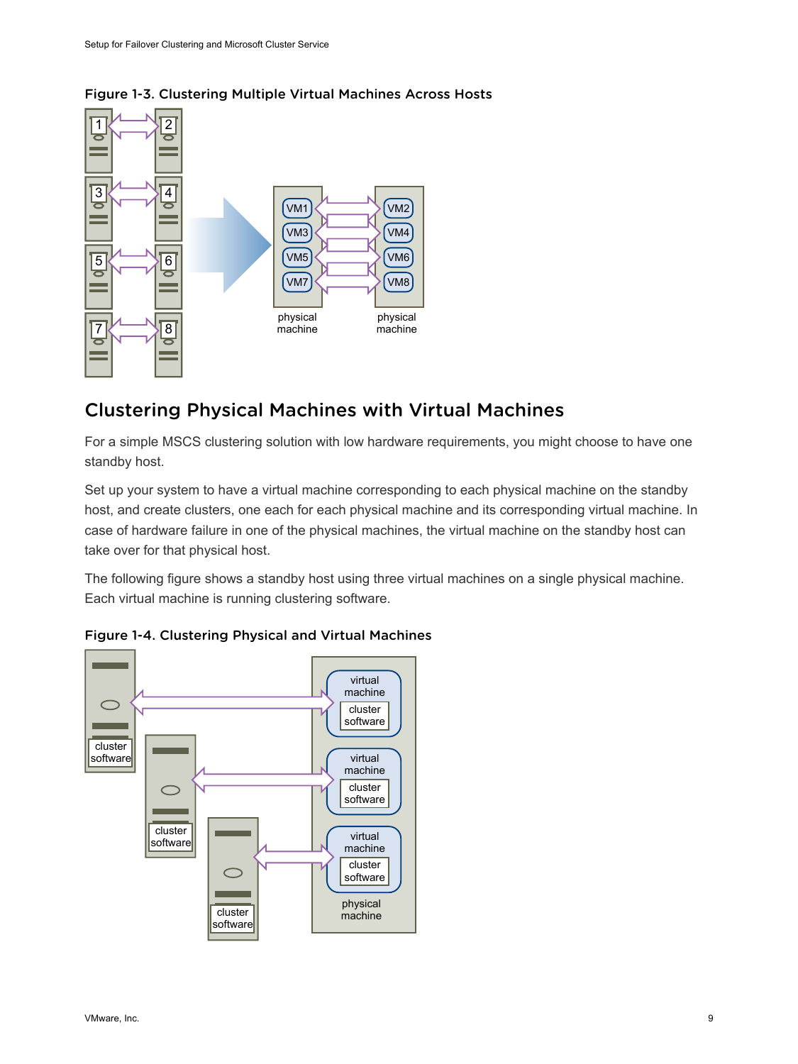Figure 1-3. Clustering Multiple Virtual Machines Across Hosts

## Clustering Physical Machines with Virtual Machines

For a simple MSCS clustering solution with low hardware requirements, you might choose to have one standby host.

Set up your system to have a virtual machine corresponding to each physical machine on the standby host, and create clusters, one each for each physical machine and its corresponding virtual machine. In case of hardware failure in one of the physical machines, the virtual machine on the standby host can take over for that physical host.

The following figure shows a standby host using three virtual machines on a single physical machine. Each virtual machine is running clustering software.

Figure 1-4. Clustering Physical and Virtual Machines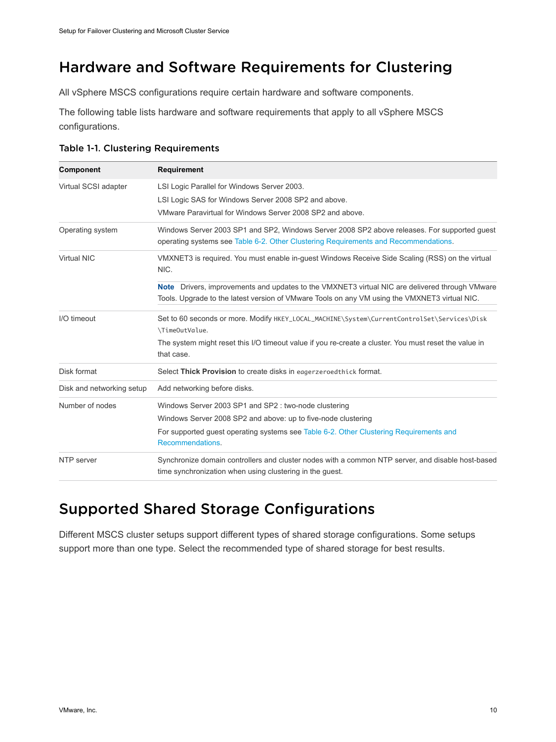## Hardware and Software Requirements for Clustering

All vSphere MSCS configurations require certain hardware and software components.

The following table lists hardware and software requirements that apply to all vSphere MSCS configurations.

### Table 1-1. Clustering Requirements

| Component | Requirement |
| --- | --- |
| Virtual SCSI adapter | LSI Logic Parallel for Windows Server 2003.<br>LSI Logic SAS for Windows Server 2008 SP2 and above.<br>VMware Paravirtual for Windows Server 2008 SP2 and above. |
| Operating system | Windows Server 2003 SP1 and SP2, Windows Server 2008 SP2 above releases. For supported guest operating systems see Table 6-2. Other Clustering Requirements and Recommendations. |
| Virtual NIC | VMXNET3 is required. You must enable in-guest Windows Receive Side Scaling (RSS) on the virtual NIC.<br>**Note** Drivers, improvements and updates to the VMXNET3 virtual NIC are delivered through VMware Tools. Upgrade to the latest version of VMware Tools on any VM using the VMXNET3 virtual NIC. |
| I/O timeout | Set to 60 seconds or more. Modify `HKEY_LOCAL_MACHINE\System\CurrentControlSet\Services\Disk\TimeOutValue`.<br>The system might reset this I/O timeout value if you re-create a cluster. You must reset the value in that case. |
| Disk format | Select **Thick Provision** to create disks in `eagerzeroedthick` format. |
| Disk and networking setup | Add networking before disks. |
| Number of nodes | Windows Server 2003 SP1 and SP2 : two-node clustering<br>Windows Server 2008 SP2 and above: up to five-node clustering<br>For supported guest operating systems see Table 6-2. Other Clustering Requirements and Recommendations. |
| NTP server | Synchronize domain controllers and cluster nodes with a common NTP server, and disable host-based time synchronization when using clustering in the guest. |

## Supported Shared Storage Configurations

Different MSCS cluster setups support different types of shared storage configurations. Some setups support more than one type. Select the recommended type of shared storage for best results.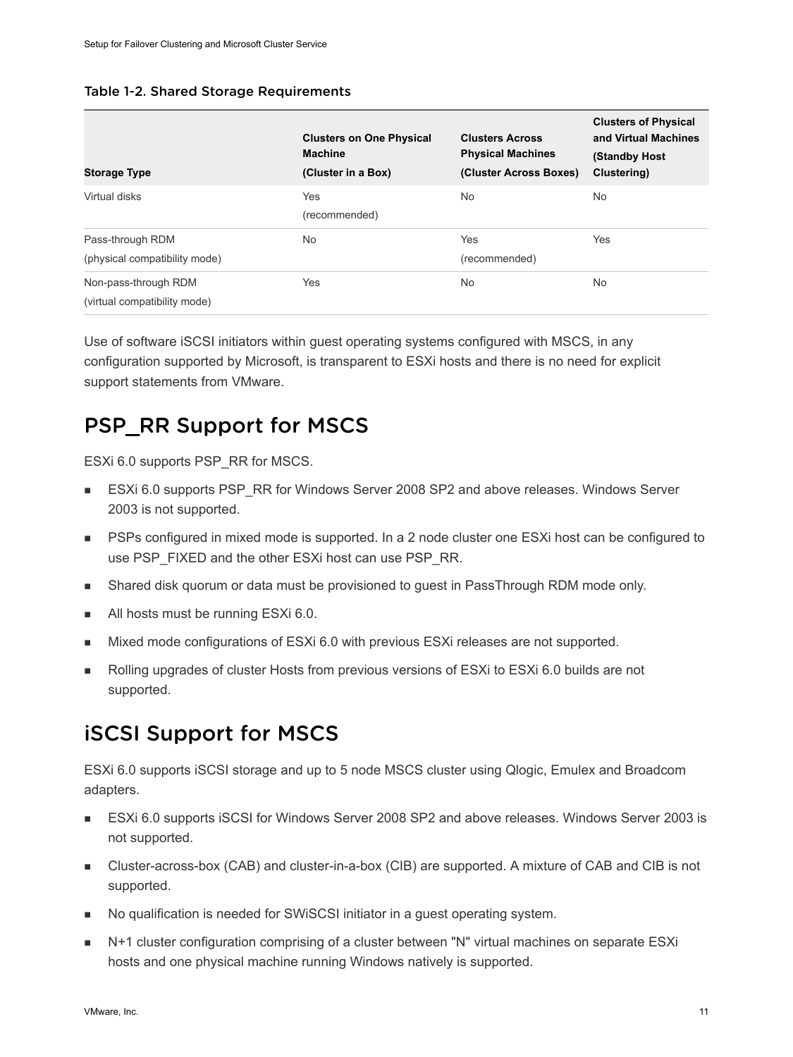Table 1-2. Shared Storage Requirements

| Storage Type | Clusters on One Physical Machine (Cluster in a Box) | Clusters Across Physical Machines (Cluster Across Boxes) | Clusters of Physical and Virtual Machines (Standby Host Clustering) |
| --- | --- | --- | --- |
| Virtual disks | Yes (recommended) | No | No |
| Pass-through RDM (physical compatibility mode) | No | Yes (recommended) | Yes |
| Non-pass-through RDM (virtual compatibility mode) | Yes | No | No |

Use of software iSCSI initiators within guest operating systems configured with MSCS, in any configuration supported by Microsoft, is transparent to ESXi hosts and there is no need for explicit support statements from VMware.

## PSP_RR Support for MSCS

ESXi 6.0 supports PSP_RR for MSCS.

- ESXi 6.0 supports PSP_RR for Windows Server 2008 SP2 and above releases. Windows Server 2003 is not supported.
- PSPs configured in mixed mode is supported. In a 2 node cluster one ESXi host can be configured to use PSP_FIXED and the other ESXi host can use PSP_RR.
- Shared disk quorum or data must be provisioned to guest in PassThrough RDM mode only.
- All hosts must be running ESXi 6.0.
- Mixed mode configurations of ESXi 6.0 with previous ESXi releases are not supported.
- Rolling upgrades of cluster Hosts from previous versions of ESXi to ESXi 6.0 builds are not supported.

## iSCSI Support for MSCS

ESXi 6.0 supports iSCSI storage and up to 5 node MSCS cluster using Qlogic, Emulex and Broadcom adapters.

- ESXi 6.0 supports iSCSI for Windows Server 2008 SP2 and above releases. Windows Server 2003 is not supported.
- Cluster-across-box (CAB) and cluster-in-a-box (CIB) are supported. A mixture of CAB and CIB is not supported.
- No qualification is needed for SWiSCSI initiator in a guest operating system.
- N+1 cluster configuration comprising of a cluster between "N" virtual machines on separate ESXi hosts and one physical machine running Windows natively is supported.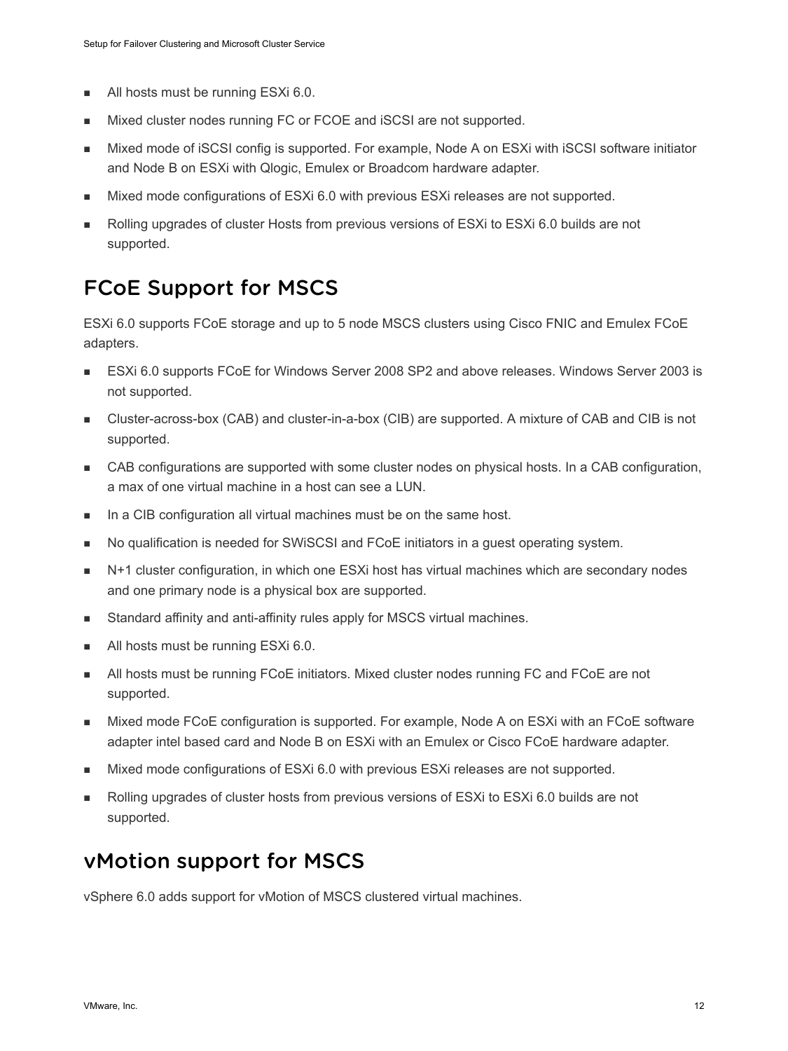- All hosts must be running ESXi 6.0.
- Mixed cluster nodes running FC or FCOE and iSCSI are not supported.
- Mixed mode of iSCSI config is supported. For example, Node A on ESXi with iSCSI software initiator and Node B on ESXi with Qlogic, Emulex or Broadcom hardware adapter.
- Mixed mode configurations of ESXi 6.0 with previous ESXi releases are not supported.
- Rolling upgrades of cluster Hosts from previous versions of ESXi to ESXi 6.0 builds are not supported.

## FCoE Support for MSCS

ESXi 6.0 supports FCoE storage and up to 5 node MSCS clusters using Cisco FNIC and Emulex FCoE adapters.

- ESXi 6.0 supports FCoE for Windows Server 2008 SP2 and above releases. Windows Server 2003 is not supported.
- Cluster-across-box (CAB) and cluster-in-a-box (CIB) are supported. A mixture of CAB and CIB is not supported.
- CAB configurations are supported with some cluster nodes on physical hosts. In a CAB configuration, a max of one virtual machine in a host can see a LUN.
- In a CIB configuration all virtual machines must be on the same host.
- No qualification is needed for SWiSCSI and FCoE initiators in a guest operating system.
- N+1 cluster configuration, in which one ESXi host has virtual machines which are secondary nodes and one primary node is a physical box are supported.
- Standard affinity and anti-affinity rules apply for MSCS virtual machines.
- All hosts must be running ESXi 6.0.
- All hosts must be running FCoE initiators. Mixed cluster nodes running FC and FCoE are not supported.
- Mixed mode FCoE configuration is supported. For example, Node A on ESXi with an FCoE software adapter intel based card and Node B on ESXi with an Emulex or Cisco FCoE hardware adapter.
- Mixed mode configurations of ESXi 6.0 with previous ESXi releases are not supported.
- Rolling upgrades of cluster hosts from previous versions of ESXi to ESXi 6.0 builds are not supported.

## vMotion support for MSCS

vSphere 6.0 adds support for vMotion of MSCS clustered virtual machines.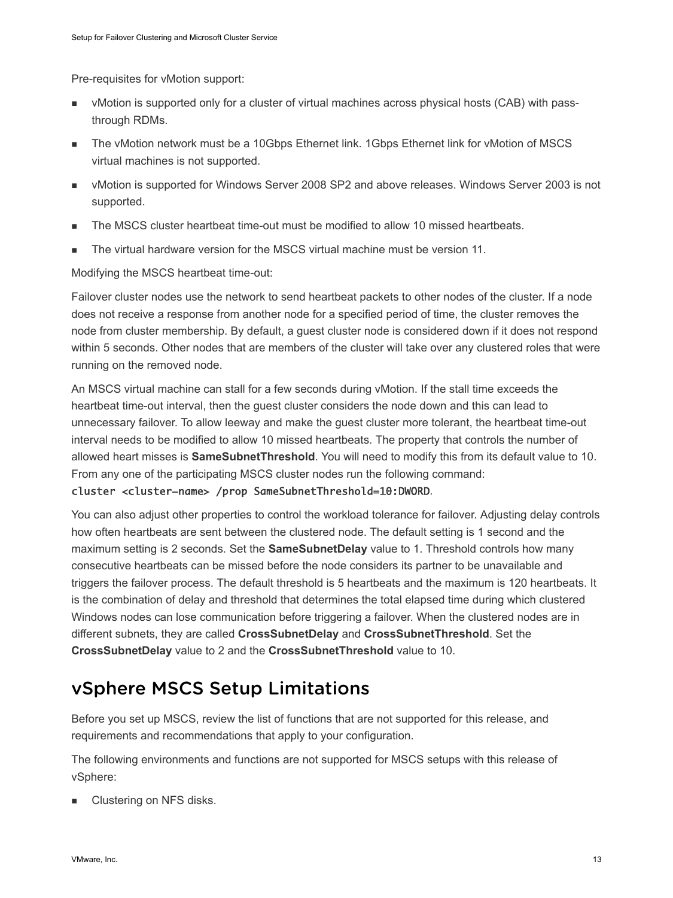Pre-requisites for vMotion support:

- vMotion is supported only for a cluster of virtual machines across physical hosts (CAB) with pass-through RDMs.
- The vMotion network must be a 10Gbps Ethernet link. 1Gbps Ethernet link for vMotion of MSCS virtual machines is not supported.
- vMotion is supported for Windows Server 2008 SP2 and above releases. Windows Server 2003 is not supported.
- The MSCS cluster heartbeat time-out must be modified to allow 10 missed heartbeats.
- The virtual hardware version for the MSCS virtual machine must be version 11.

Modifying the MSCS heartbeat time-out:

Failover cluster nodes use the network to send heartbeat packets to other nodes of the cluster. If a node does not receive a response from another node for a specified period of time, the cluster removes the node from cluster membership. By default, a guest cluster node is considered down if it does not respond within 5 seconds. Other nodes that are members of the cluster will take over any clustered roles that were running on the removed node.

An MSCS virtual machine can stall for a few seconds during vMotion. If the stall time exceeds the heartbeat time-out interval, then the guest cluster considers the node down and this can lead to unnecessary failover. To allow leeway and make the guest cluster more tolerant, the heartbeat time-out interval needs to be modified to allow 10 missed heartbeats. The property that controls the number of allowed heart misses is **SameSubnetThreshold**. You will need to modify this from its default value to 10. From any one of the participating MSCS cluster nodes run the following command: `cluster <cluster-name> /prop SameSubnetThreshold=10:DWORD`.

You can also adjust other properties to control the workload tolerance for failover. Adjusting delay controls how often heartbeats are sent between the clustered node. The default setting is 1 second and the maximum setting is 2 seconds. Set the **SameSubnetDelay** value to 1. Threshold controls how many consecutive heartbeats can be missed before the node considers its partner to be unavailable and triggers the failover process. The default threshold is 5 heartbeats and the maximum is 120 heartbeats. It is the combination of delay and threshold that determines the total elapsed time during which clustered Windows nodes can lose communication before triggering a failover. When the clustered nodes are in different subnets, they are called **CrossSubnetDelay** and **CrossSubnetThreshold**. Set the **CrossSubnetDelay** value to 2 and the **CrossSubnetThreshold** value to 10.

## vSphere MSCS Setup Limitations

Before you set up MSCS, review the list of functions that are not supported for this release, and requirements and recommendations that apply to your configuration.

The following environments and functions are not supported for MSCS setups with this release of vSphere:

- Clustering on NFS disks.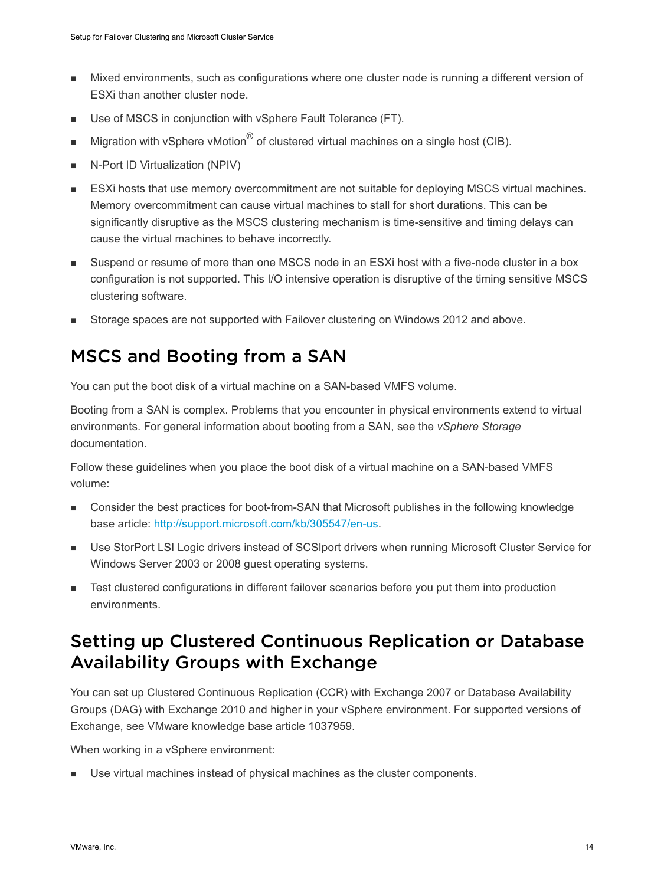- Mixed environments, such as configurations where one cluster node is running a different version of ESXi than another cluster node.
- Use of MSCS in conjunction with vSphere Fault Tolerance (FT).
- Migration with vSphere vMotion® of clustered virtual machines on a single host (CIB).
- N-Port ID Virtualization (NPIV)
- ESXi hosts that use memory overcommitment are not suitable for deploying MSCS virtual machines. Memory overcommitment can cause virtual machines to stall for short durations. This can be significantly disruptive as the MSCS clustering mechanism is time-sensitive and timing delays can cause the virtual machines to behave incorrectly.
- Suspend or resume of more than one MSCS node in an ESXi host with a five-node cluster in a box configuration is not supported. This I/O intensive operation is disruptive of the timing sensitive MSCS clustering software.
- Storage spaces are not supported with Failover clustering on Windows 2012 and above.

## MSCS and Booting from a SAN

You can put the boot disk of a virtual machine on a SAN-based VMFS volume.

Booting from a SAN is complex. Problems that you encounter in physical environments extend to virtual environments. For general information about booting from a SAN, see the *vSphere Storage* documentation.

Follow these guidelines when you place the boot disk of a virtual machine on a SAN-based VMFS volume:

- Consider the best practices for boot-from-SAN that Microsoft publishes in the following knowledge base article: http://support.microsoft.com/kb/305547/en-us.
- Use StorPort LSI Logic drivers instead of SCSIport drivers when running Microsoft Cluster Service for Windows Server 2003 or 2008 guest operating systems.
- Test clustered configurations in different failover scenarios before you put them into production environments.

## Setting up Clustered Continuous Replication or Database Availability Groups with Exchange

You can set up Clustered Continuous Replication (CCR) with Exchange 2007 or Database Availability Groups (DAG) with Exchange 2010 and higher in your vSphere environment. For supported versions of Exchange, see VMware knowledge base article 1037959.

When working in a vSphere environment:

- Use virtual machines instead of physical machines as the cluster components.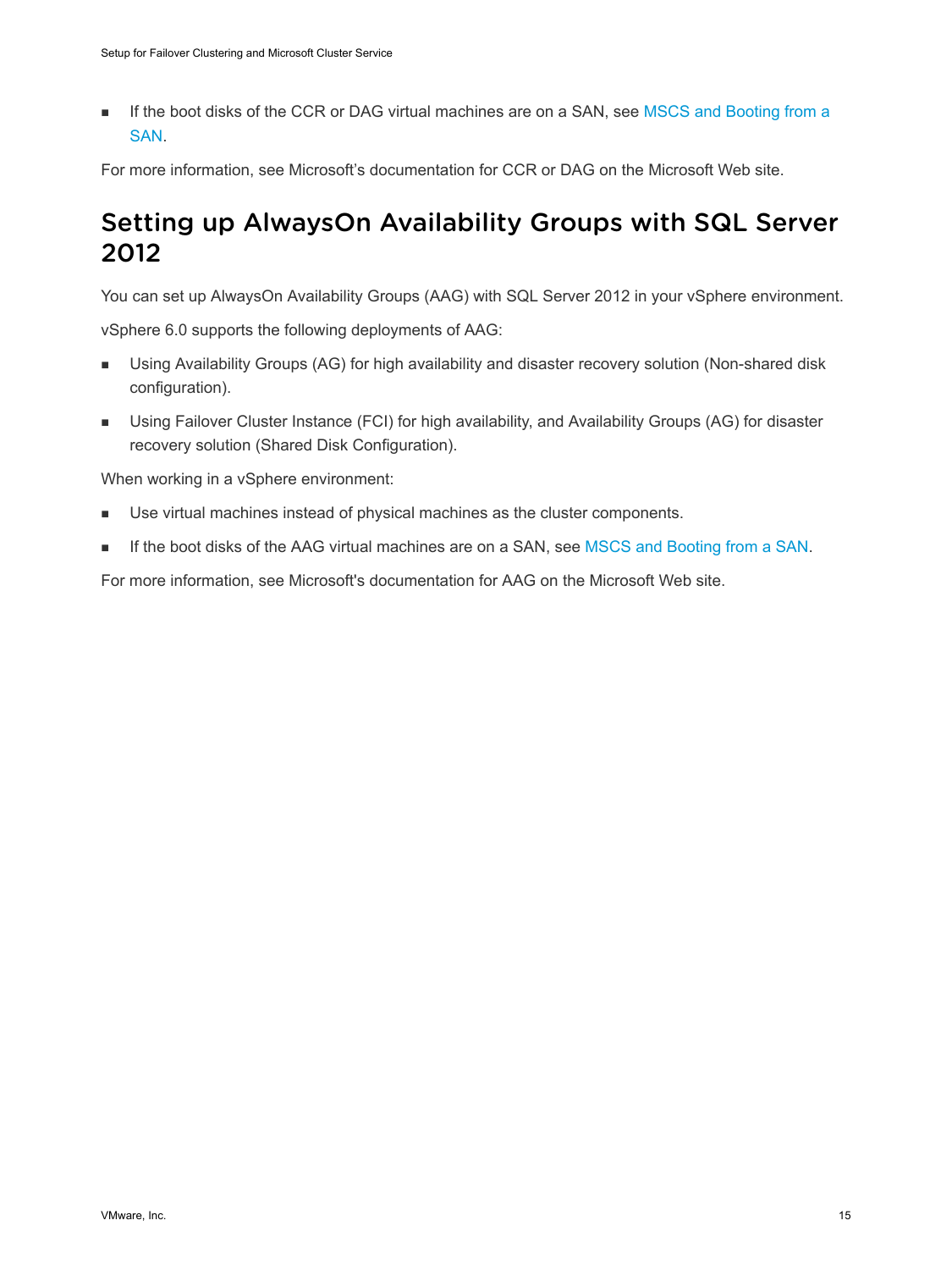- If the boot disks of the CCR or DAG virtual machines are on a SAN, see MSCS and Booting from a SAN.

For more information, see Microsoft’s documentation for CCR or DAG on the Microsoft Web site.

## Setting up AlwaysOn Availability Groups with SQL Server 2012

You can set up AlwaysOn Availability Groups (AAG) with SQL Server 2012 in your vSphere environment.

vSphere 6.0 supports the following deployments of AAG:

- Using Availability Groups (AG) for high availability and disaster recovery solution (Non-shared disk configuration).
- Using Failover Cluster Instance (FCI) for high availability, and Availability Groups (AG) for disaster recovery solution (Shared Disk Configuration).

When working in a vSphere environment:

- Use virtual machines instead of physical machines as the cluster components.
- If the boot disks of the AAG virtual machines are on a SAN, see MSCS and Booting from a SAN.

For more information, see Microsoft's documentation for AAG on the Microsoft Web site.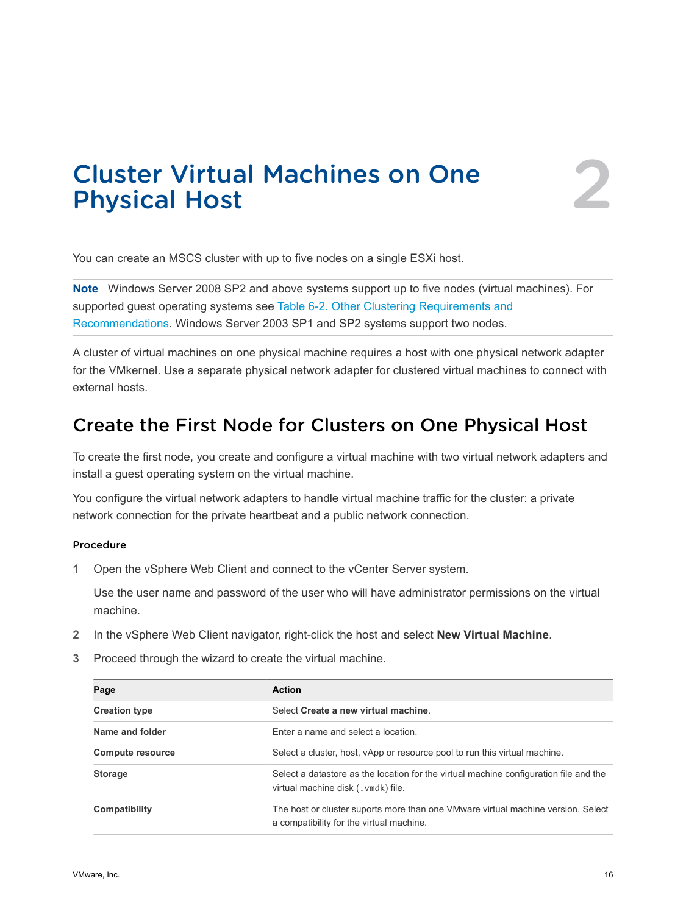# Cluster Virtual Machines on One Physical Host

2

You can create an MSCS cluster with up to five nodes on a single ESXi host.

**Note** Windows Server 2008 SP2 and above systems support up to five nodes (virtual machines). For supported guest operating systems see Table 6-2. Other Clustering Requirements and Recommendations. Windows Server 2003 SP1 and SP2 systems support two nodes.

A cluster of virtual machines on one physical machine requires a host with one physical network adapter for the VMkernel. Use a separate physical network adapter for clustered virtual machines to connect with external hosts.

## Create the First Node for Clusters on One Physical Host

To create the first node, you create and configure a virtual machine with two virtual network adapters and install a guest operating system on the virtual machine.

You configure the virtual network adapters to handle virtual machine traffic for the cluster: a private network connection for the private heartbeat and a public network connection.

### Procedure

1 Open the vSphere Web Client and connect to the vCenter Server system.

   Use the user name and password of the user who will have administrator permissions on the virtual machine.

2 In the vSphere Web Client navigator, right-click the host and select **New Virtual Machine**.

3 Proceed through the wizard to create the virtual machine.

| Page | Action |
| --- | --- |
| **Creation type** | Select **Create a new virtual machine**. |
| **Name and folder** | Enter a name and select a location. |
| **Compute resource** | Select a cluster, host, vApp or resource pool to run this virtual machine. |
| **Storage** | Select a datastore as the location for the virtual machine configuration file and the virtual machine disk (`.vmdk`) file. |
| **Compatibility** | The host or cluster suports more than one VMware virtual machine version. Select a compatibility for the virtual machine. |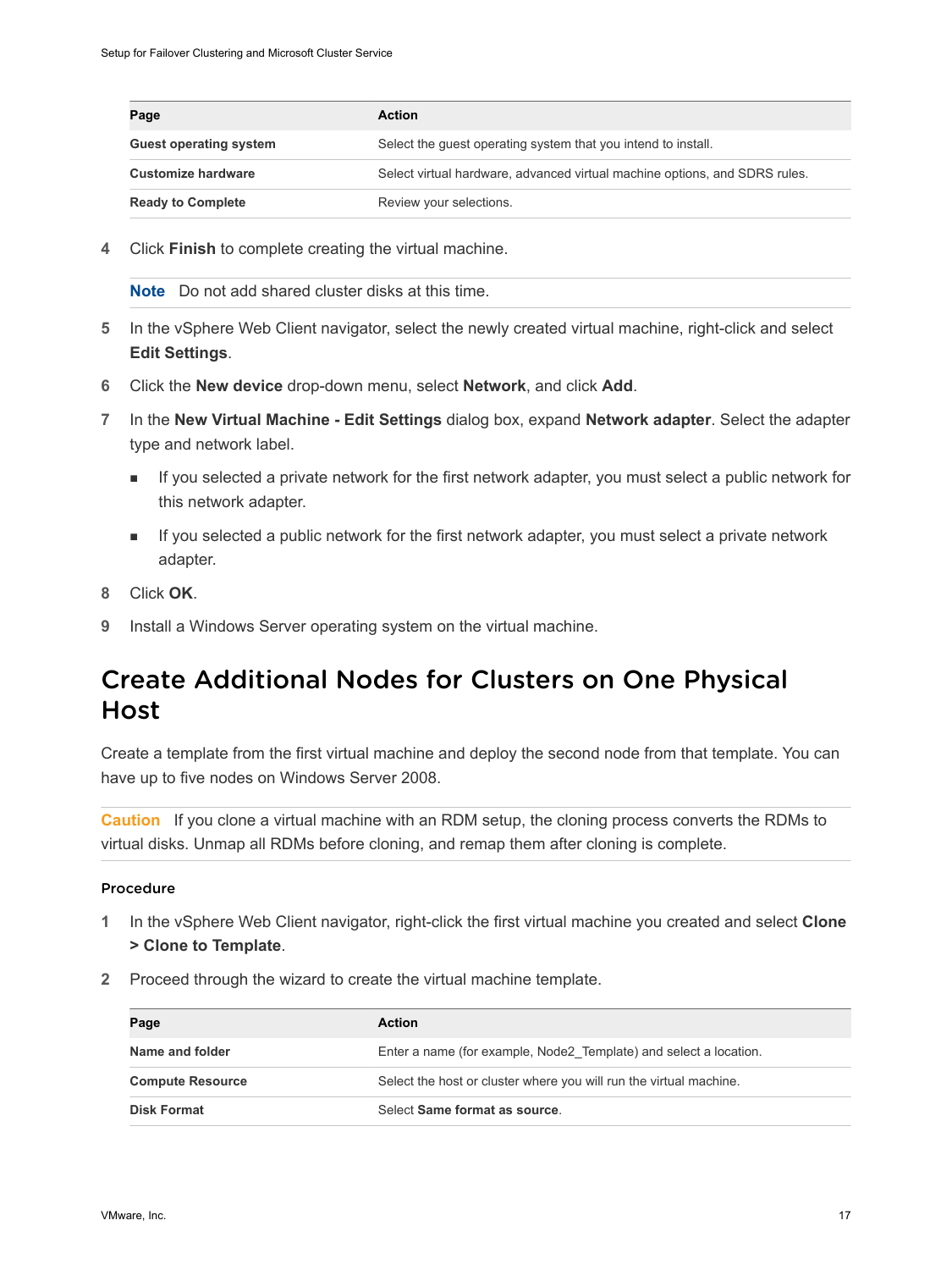| Page | Action |
| --- | --- |
| **Guest operating system** | Select the guest operating system that you intend to install. |
| **Customize hardware** | Select virtual hardware, advanced virtual machine options, and SDRS rules. |
| **Ready to Complete** | Review your selections. |

4 Click **Finish** to complete creating the virtual machine.

**Note** Do not add shared cluster disks at this time.

5 In the vSphere Web Client navigator, select the newly created virtual machine, right-click and select **Edit Settings**.

6 Click the **New device** drop-down menu, select **Network**, and click **Add**.

7 In the **New Virtual Machine - Edit Settings** dialog box, expand **Network adapter**. Select the adapter type and network label.

- If you selected a private network for the first network adapter, you must select a public network for this network adapter.
- If you selected a public network for the first network adapter, you must select a private network adapter.

8 Click **OK**.

9 Install a Windows Server operating system on the virtual machine.

# Create Additional Nodes for Clusters on One Physical Host

Create a template from the first virtual machine and deploy the second node from that template. You can have up to five nodes on Windows Server 2008.

**Caution** If you clone a virtual machine with an RDM setup, the cloning process converts the RDMs to virtual disks. Unmap all RDMs before cloning, and remap them after cloning is complete.

### Procedure

1 In the vSphere Web Client navigator, right-click the first virtual machine you created and select **Clone > Clone to Template**.

2 Proceed through the wizard to create the virtual machine template.

| Page | Action |
| --- | --- |
| **Name and folder** | Enter a name (for example, Node2_Template) and select a location. |
| **Compute Resource** | Select the host or cluster where you will run the virtual machine. |
| **Disk Format** | Select **Same format as source**. |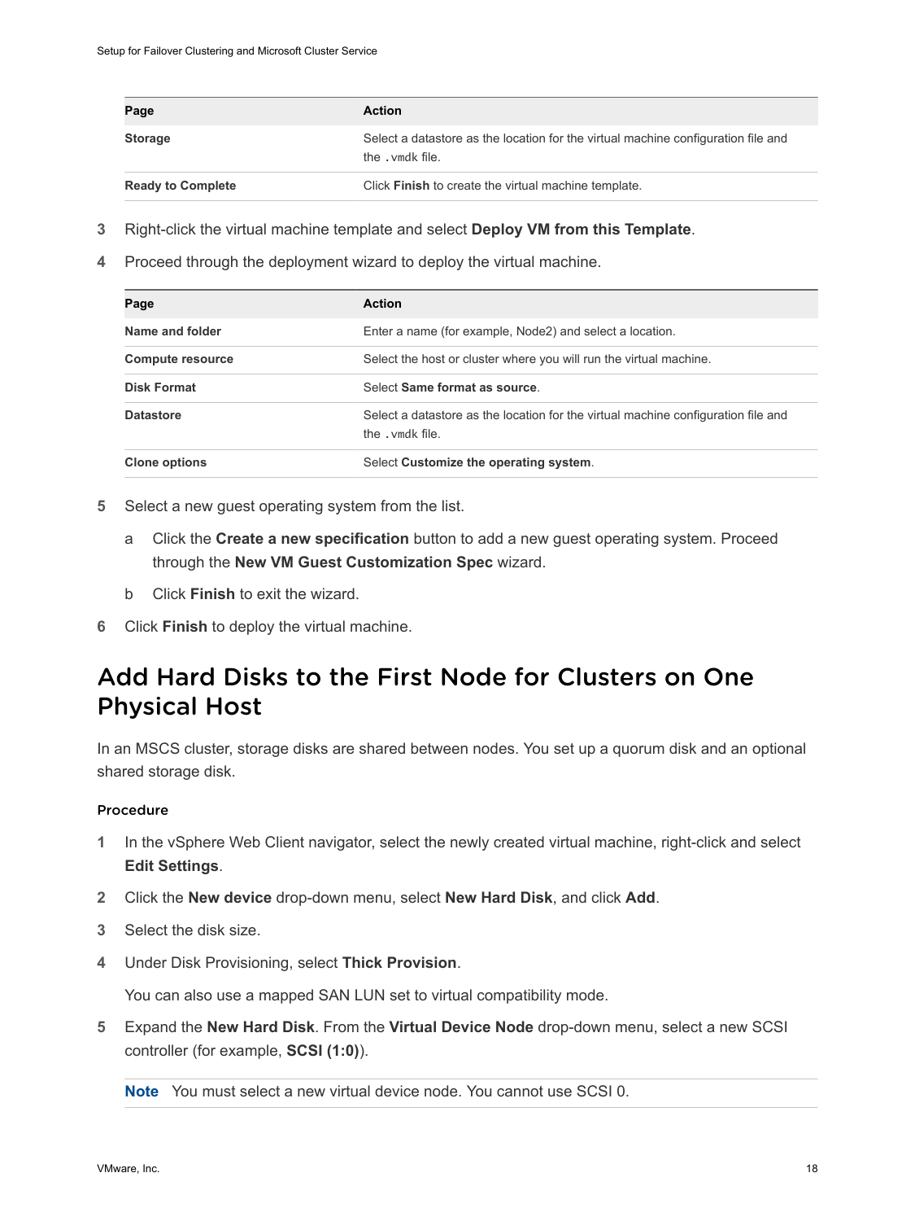| Page | Action |
| --- | --- |
| **Storage** | Select a datastore as the location for the virtual machine configuration file and the `.vmdk` file. |
| **Ready to Complete** | Click **Finish** to create the virtual machine template. |

3. Right-click the virtual machine template and select **Deploy VM from this Template**.
4. Proceed through the deployment wizard to deploy the virtual machine.

| Page | Action |
| --- | --- |
| **Name and folder** | Enter a name (for example, Node2) and select a location. |
| **Compute resource** | Select the host or cluster where you will run the virtual machine. |
| **Disk Format** | Select **Same format as source**. |
| **Datastore** | Select a datastore as the location for the virtual machine configuration file and the `.vmdk` file. |
| **Clone options** | Select **Customize the operating system**. |

5. Select a new guest operating system from the list.
   a. Click the **Create a new specification** button to add a new guest operating system. Proceed through the **New VM Guest Customization Spec** wizard.
   b. Click **Finish** to exit the wizard.
6. Click **Finish** to deploy the virtual machine.

## Add Hard Disks to the First Node for Clusters on One Physical Host

In an MSCS cluster, storage disks are shared between nodes. You set up a quorum disk and an optional shared storage disk.

### Procedure

1. In the vSphere Web Client navigator, select the newly created virtual machine, right-click and select **Edit Settings**.
2. Click the **New device** drop-down menu, select **New Hard Disk**, and click **Add**.
3. Select the disk size.
4. Under Disk Provisioning, select **Thick Provision**.

   You can also use a mapped SAN LUN set to virtual compatibility mode.
5. Expand the **New Hard Disk**. From the **Virtual Device Node** drop-down menu, select a new SCSI controller (for example, **SCSI (1:0)**).

   **Note** You must select a new virtual device node. You cannot use SCSI 0.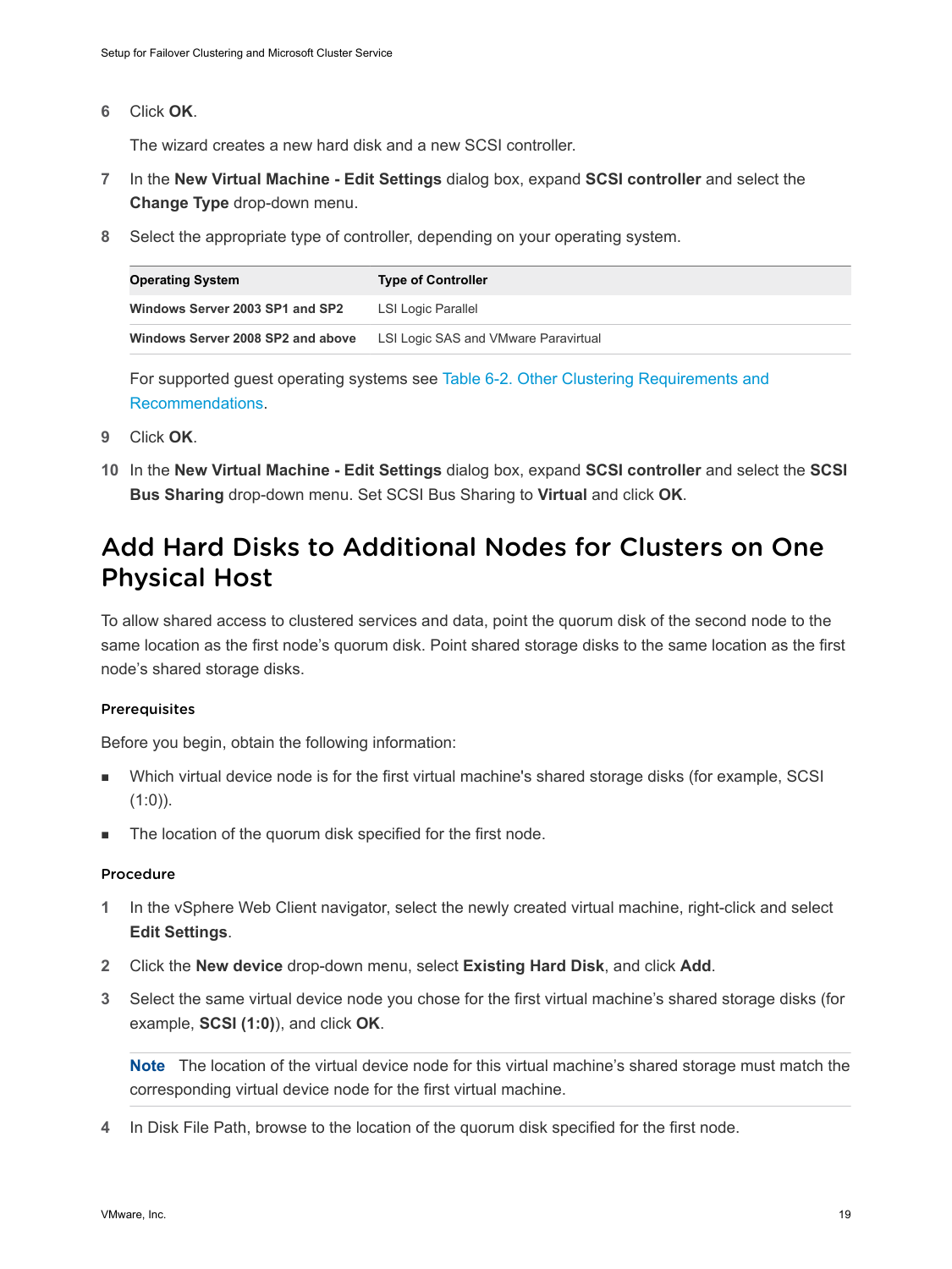6 Click **OK**.

   The wizard creates a new hard disk and a new SCSI controller.

7 In the **New Virtual Machine - Edit Settings** dialog box, expand **SCSI controller** and select the **Change Type** drop-down menu.

8 Select the appropriate type of controller, depending on your operating system.

| Operating System | Type of Controller |
| --- | --- |
| **Windows Server 2003 SP1 and SP2** | LSI Logic Parallel |
| **Windows Server 2008 SP2 and above** | LSI Logic SAS and VMware Paravirtual |

   For supported guest operating systems see Table 6-2. Other Clustering Requirements and Recommendations.

9 Click **OK**.

10 In the **New Virtual Machine - Edit Settings** dialog box, expand **SCSI controller** and select the **SCSI Bus Sharing** drop-down menu. Set SCSI Bus Sharing to **Virtual** and click **OK**.

## Add Hard Disks to Additional Nodes for Clusters on One Physical Host

To allow shared access to clustered services and data, point the quorum disk of the second node to the same location as the first node's quorum disk. Point shared storage disks to the same location as the first node's shared storage disks.

### Prerequisites

Before you begin, obtain the following information:

- Which virtual device node is for the first virtual machine's shared storage disks (for example, SCSI (1:0)).
- The location of the quorum disk specified for the first node.

### Procedure

1 In the vSphere Web Client navigator, select the newly created virtual machine, right-click and select **Edit Settings**.

2 Click the **New device** drop-down menu, select **Existing Hard Disk**, and click **Add**.

3 Select the same virtual device node you chose for the first virtual machine's shared storage disks (for example, **SCSI (1:0)**), and click **OK**.

   **Note** The location of the virtual device node for this virtual machine's shared storage must match the corresponding virtual device node for the first virtual machine.

4 In Disk File Path, browse to the location of the quorum disk specified for the first node.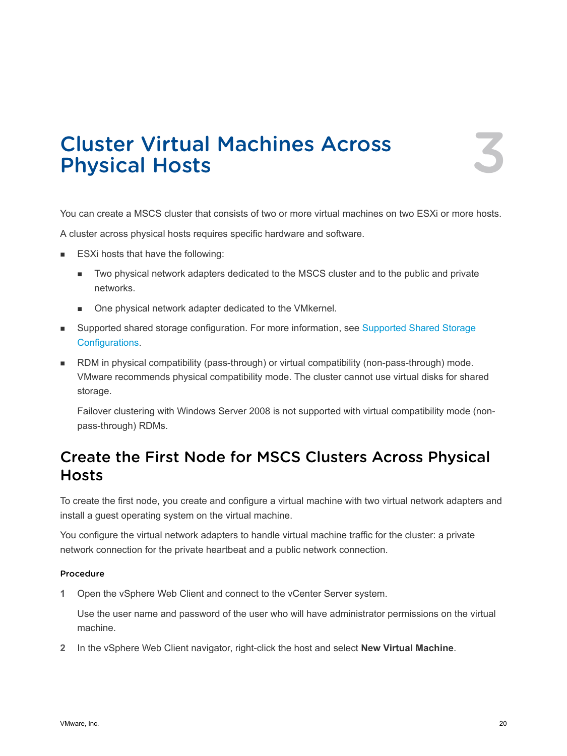# 3 Cluster Virtual Machines Across Physical Hosts

You can create a MSCS cluster that consists of two or more virtual machines on two ESXi or more hosts.

A cluster across physical hosts requires specific hardware and software.

- ESXi hosts that have the following:
  - Two physical network adapters dedicated to the MSCS cluster and to the public and private networks.
  - One physical network adapter dedicated to the VMkernel.
- Supported shared storage configuration. For more information, see Supported Shared Storage Configurations.
- RDM in physical compatibility (pass-through) or virtual compatibility (non-pass-through) mode. VMware recommends physical compatibility mode. The cluster cannot use virtual disks for shared storage.

  Failover clustering with Windows Server 2008 is not supported with virtual compatibility mode (non-pass-through) RDMs.

## Create the First Node for MSCS Clusters Across Physical Hosts

To create the first node, you create and configure a virtual machine with two virtual network adapters and install a guest operating system on the virtual machine.

You configure the virtual network adapters to handle virtual machine traffic for the cluster: a private network connection for the private heartbeat and a public network connection.

#### Procedure

1. Open the vSphere Web Client and connect to the vCenter Server system.

   Use the user name and password of the user who will have administrator permissions on the virtual machine.

2. In the vSphere Web Client navigator, right-click the host and select **New Virtual Machine**.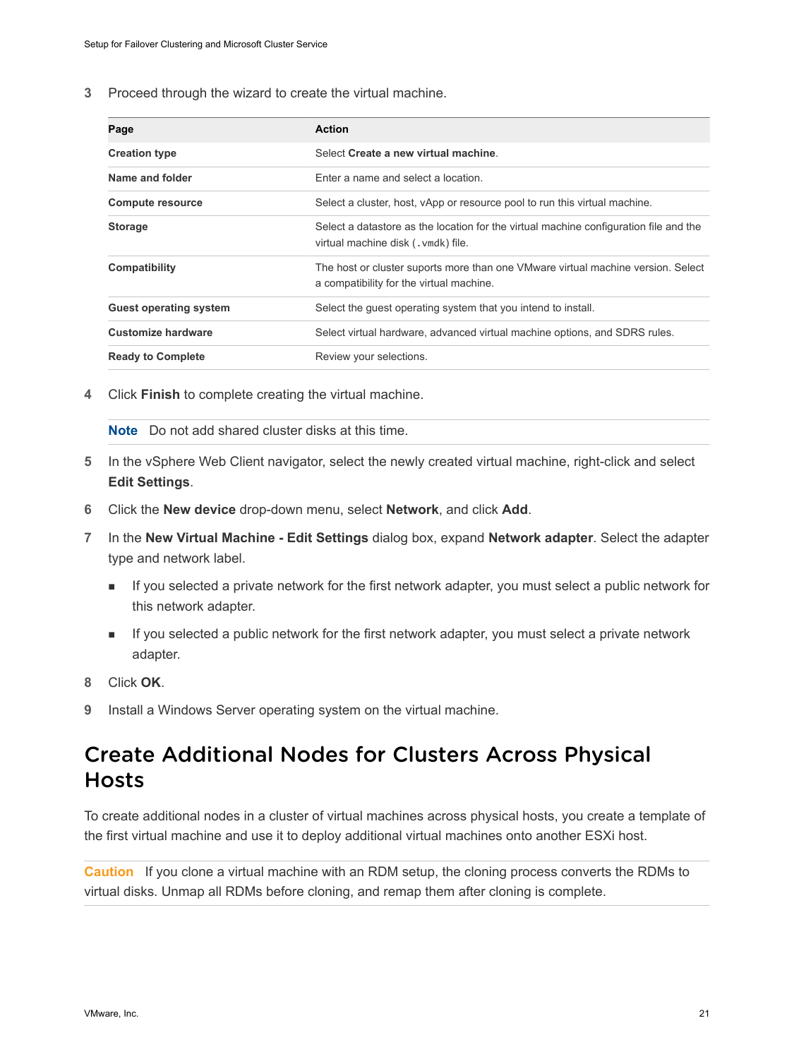3 Proceed through the wizard to create the virtual machine.

| Page | Action |
| --- | --- |
| **Creation type** | Select **Create a new virtual machine**. |
| **Name and folder** | Enter a name and select a location. |
| **Compute resource** | Select a cluster, host, vApp or resource pool to run this virtual machine. |
| **Storage** | Select a datastore as the location for the virtual machine configuration file and the virtual machine disk (`.vmdk`) file. |
| **Compatibility** | The host or cluster suports more than one VMware virtual machine version. Select a compatibility for the virtual machine. |
| **Guest operating system** | Select the guest operating system that you intend to install. |
| **Customize hardware** | Select virtual hardware, advanced virtual machine options, and SDRS rules. |
| **Ready to Complete** | Review your selections. |

4 Click **Finish** to complete creating the virtual machine.

**Note** Do not add shared cluster disks at this time.

5 In the vSphere Web Client navigator, select the newly created virtual machine, right-click and select **Edit Settings**.

6 Click the **New device** drop-down menu, select **Network**, and click **Add**.

7 In the **New Virtual Machine - Edit Settings** dialog box, expand **Network adapter**. Select the adapter type and network label.

- If you selected a private network for the first network adapter, you must select a public network for this network adapter.
- If you selected a public network for the first network adapter, you must select a private network adapter.

8 Click **OK**.

9 Install a Windows Server operating system on the virtual machine.

# Create Additional Nodes for Clusters Across Physical Hosts

To create additional nodes in a cluster of virtual machines across physical hosts, you create a template of the first virtual machine and use it to deploy additional virtual machines onto another ESXi host.

**Caution** If you clone a virtual machine with an RDM setup, the cloning process converts the RDMs to virtual disks. Unmap all RDMs before cloning, and remap them after cloning is complete.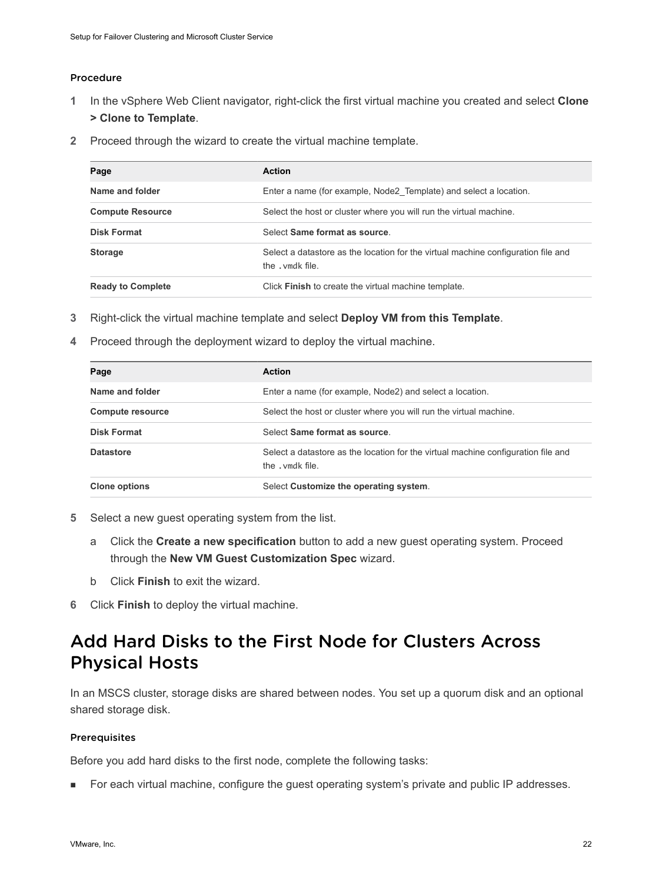#### Procedure

1. In the vSphere Web Client navigator, right-click the first virtual machine you created and select **Clone > Clone to Template**.
2. Proceed through the wizard to create the virtual machine template.

| Page | Action |
| --- | --- |
| **Name and folder** | Enter a name (for example, Node2_Template) and select a location. |
| **Compute Resource** | Select the host or cluster where you will run the virtual machine. |
| **Disk Format** | Select **Same format as source**. |
| **Storage** | Select a datastore as the location for the virtual machine configuration file and the `.vmdk` file. |
| **Ready to Complete** | Click **Finish** to create the virtual machine template. |

3. Right-click the virtual machine template and select **Deploy VM from this Template**.
4. Proceed through the deployment wizard to deploy the virtual machine.

| Page | Action |
| --- | --- |
| **Name and folder** | Enter a name (for example, Node2) and select a location. |
| **Compute resource** | Select the host or cluster where you will run the virtual machine. |
| **Disk Format** | Select **Same format as source**. |
| **Datastore** | Select a datastore as the location for the virtual machine configuration file and the `.vmdk` file. |
| **Clone options** | Select **Customize the operating system**. |

5. Select a new guest operating system from the list.
   a. Click the **Create a new specification** button to add a new guest operating system. Proceed through the **New VM Guest Customization Spec** wizard.
   b. Click **Finish** to exit the wizard.
6. Click **Finish** to deploy the virtual machine.

## Add Hard Disks to the First Node for Clusters Across Physical Hosts

In an MSCS cluster, storage disks are shared between nodes. You set up a quorum disk and an optional shared storage disk.

#### Prerequisites

Before you add hard disks to the first node, complete the following tasks:

- For each virtual machine, configure the guest operating system's private and public IP addresses.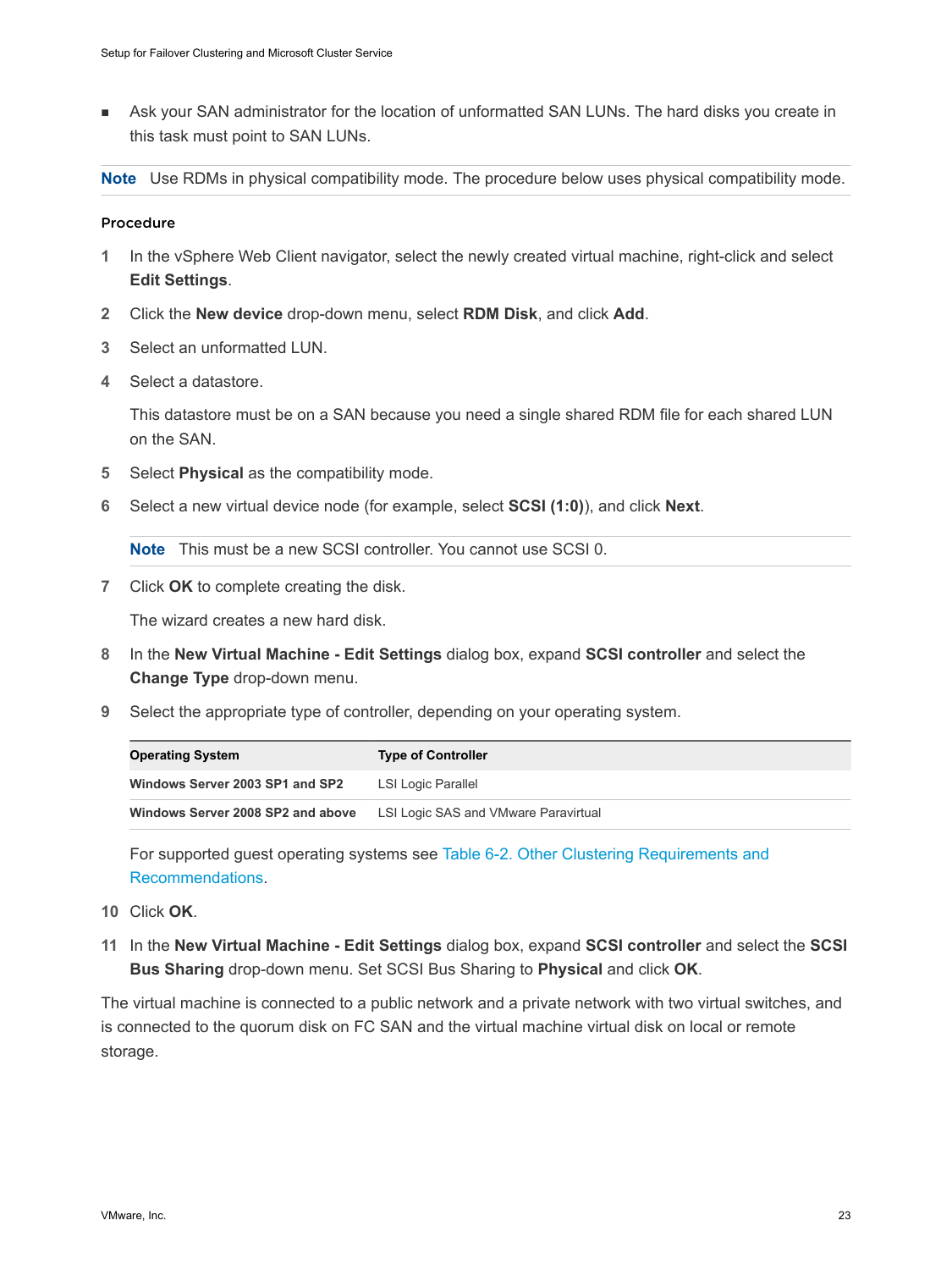- Ask your SAN administrator for the location of unformatted SAN LUNs. The hard disks you create in this task must point to SAN LUNs.

**Note** Use RDMs in physical compatibility mode. The procedure below uses physical compatibility mode.

#### Procedure

1. In the vSphere Web Client navigator, select the newly created virtual machine, right-click and select **Edit Settings**.
2. Click the **New device** drop-down menu, select **RDM Disk**, and click **Add**.
3. Select an unformatted LUN.
4. Select a datastore.

   This datastore must be on a SAN because you need a single shared RDM file for each shared LUN on the SAN.
5. Select **Physical** as the compatibility mode.
6. Select a new virtual device node (for example, select **SCSI (1:0)**), and click **Next**.

   **Note** This must be a new SCSI controller. You cannot use SCSI 0.
7. Click **OK** to complete creating the disk.

   The wizard creates a new hard disk.
8. In the **New Virtual Machine - Edit Settings** dialog box, expand **SCSI controller** and select the **Change Type** drop-down menu.
9. Select the appropriate type of controller, depending on your operating system.

   | Operating System | Type of Controller |
   | --- | --- |
   | **Windows Server 2003 SP1 and SP2** | LSI Logic Parallel |
   | **Windows Server 2008 SP2 and above** | LSI Logic SAS and VMware Paravirtual |

   For supported guest operating systems see Table 6-2. Other Clustering Requirements and Recommendations.
10. Click **OK**.
11. In the **New Virtual Machine - Edit Settings** dialog box, expand **SCSI controller** and select the **SCSI Bus Sharing** drop-down menu. Set SCSI Bus Sharing to **Physical** and click **OK**.

The virtual machine is connected to a public network and a private network with two virtual switches, and is connected to the quorum disk on FC SAN and the virtual machine virtual disk on local or remote storage.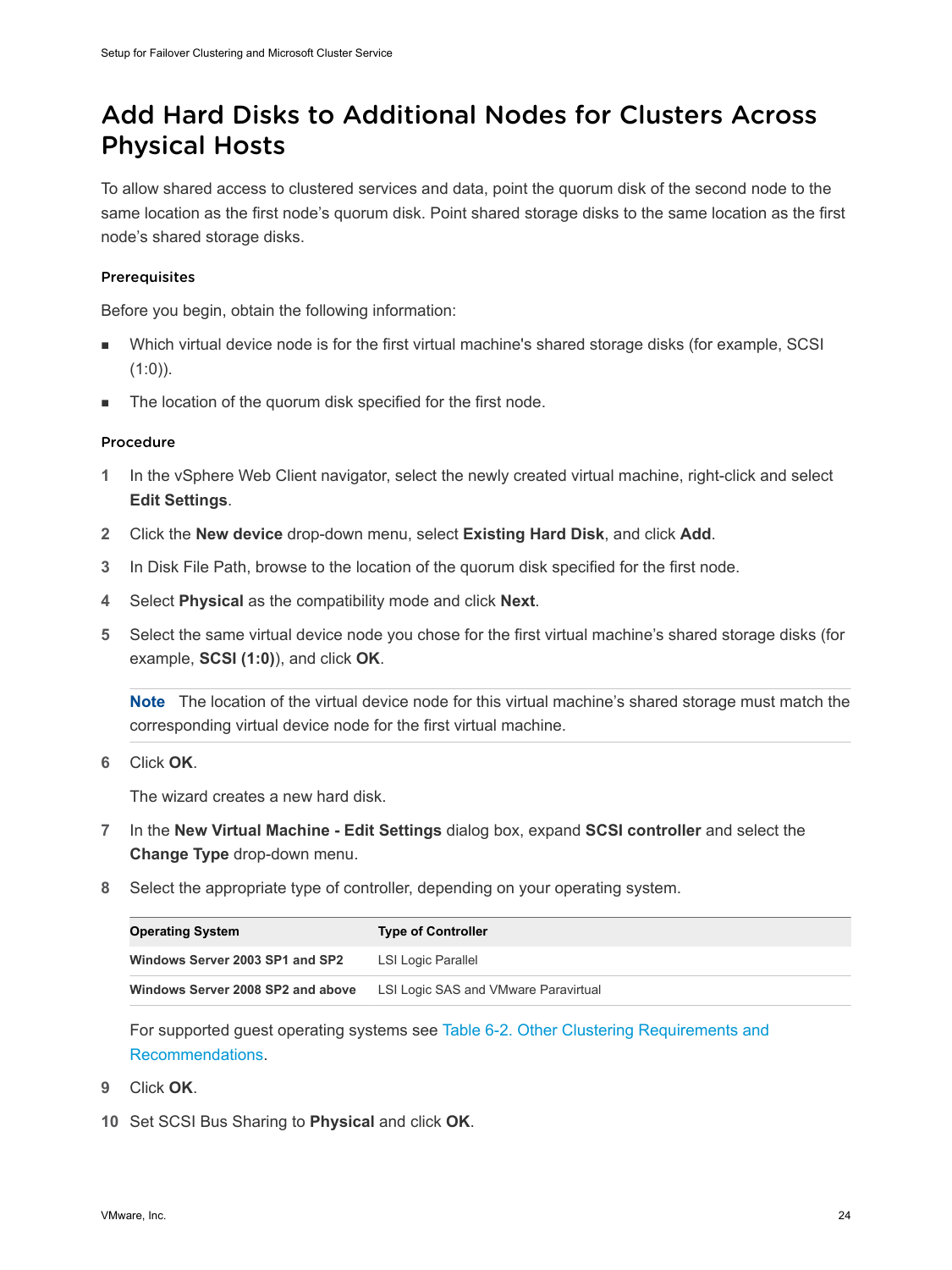# Add Hard Disks to Additional Nodes for Clusters Across Physical Hosts

To allow shared access to clustered services and data, point the quorum disk of the second node to the same location as the first node's quorum disk. Point shared storage disks to the same location as the first node's shared storage disks.

### Prerequisites

Before you begin, obtain the following information:

- Which virtual device node is for the first virtual machine's shared storage disks (for example, SCSI (1:0)).
- The location of the quorum disk specified for the first node.

### Procedure

1. In the vSphere Web Client navigator, select the newly created virtual machine, right-click and select **Edit Settings**.
2. Click the **New device** drop-down menu, select **Existing Hard Disk**, and click **Add**.
3. In Disk File Path, browse to the location of the quorum disk specified for the first node.
4. Select **Physical** as the compatibility mode and click **Next**.
5. Select the same virtual device node you chose for the first virtual machine's shared storage disks (for example, **SCSI (1:0)**), and click **OK**.

   **Note** The location of the virtual device node for this virtual machine's shared storage must match the corresponding virtual device node for the first virtual machine.

6. Click **OK**.

   The wizard creates a new hard disk.

7. In the **New Virtual Machine - Edit Settings** dialog box, expand **SCSI controller** and select the **Change Type** drop-down menu.
8. Select the appropriate type of controller, depending on your operating system.

   | Operating System | Type of Controller |
   | --- | --- |
   | **Windows Server 2003 SP1 and SP2** | LSI Logic Parallel |
   | **Windows Server 2008 SP2 and above** | LSI Logic SAS and VMware Paravirtual |

   For supported guest operating systems see Table 6-2. Other Clustering Requirements and Recommendations.

9. Click **OK**.
10. Set SCSI Bus Sharing to **Physical** and click **OK**.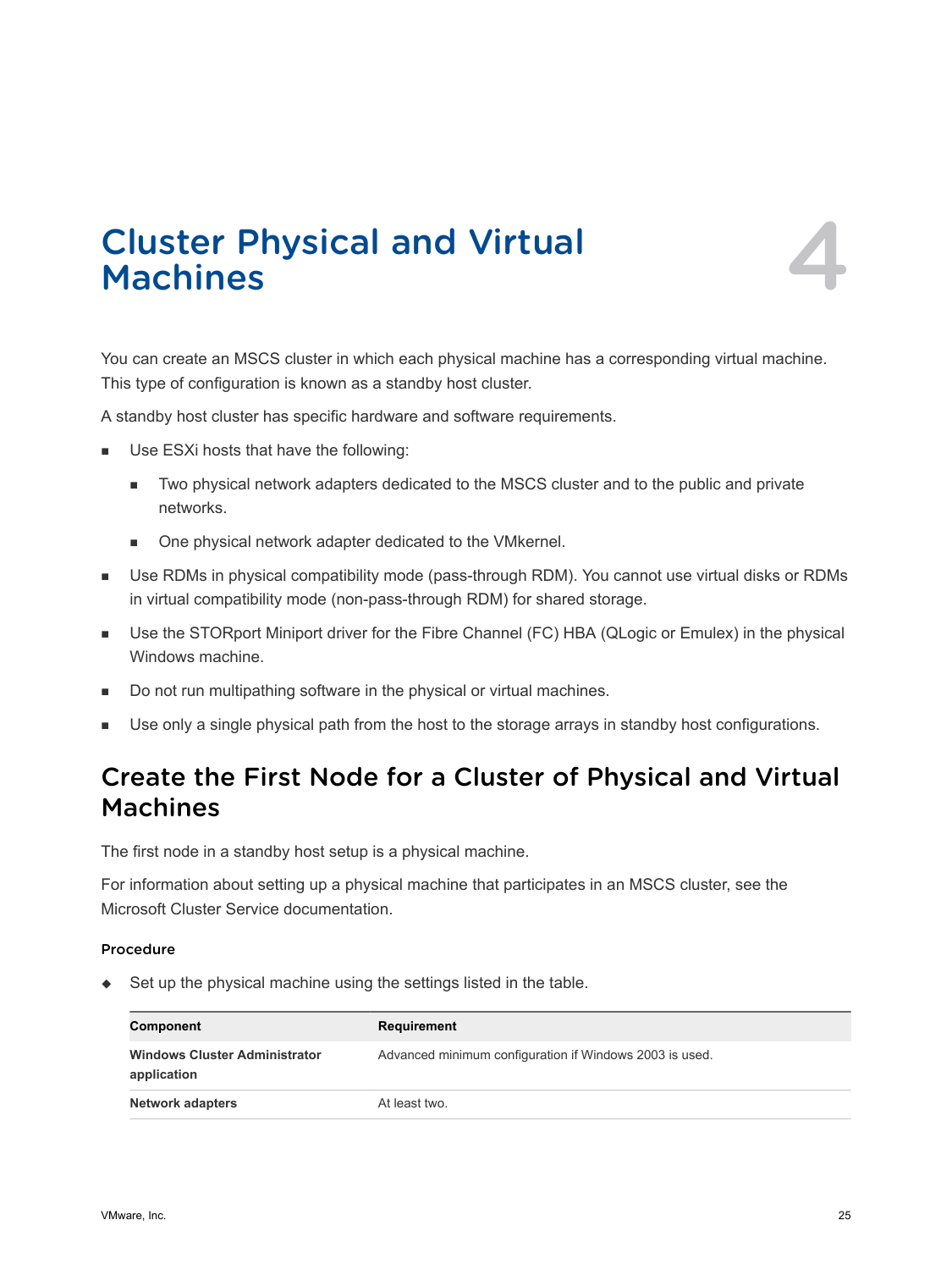# 4 Cluster Physical and Virtual Machines

You can create an MSCS cluster in which each physical machine has a corresponding virtual machine. This type of configuration is known as a standby host cluster.

A standby host cluster has specific hardware and software requirements.

- Use ESXi hosts that have the following:
  - Two physical network adapters dedicated to the MSCS cluster and to the public and private networks.
  - One physical network adapter dedicated to the VMkernel.
- Use RDMs in physical compatibility mode (pass-through RDM). You cannot use virtual disks or RDMs in virtual compatibility mode (non-pass-through RDM) for shared storage.
- Use the STORport Miniport driver for the Fibre Channel (FC) HBA (QLogic or Emulex) in the physical Windows machine.
- Do not run multipathing software in the physical or virtual machines.
- Use only a single physical path from the host to the storage arrays in standby host configurations.

## Create the First Node for a Cluster of Physical and Virtual Machines

The first node in a standby host setup is a physical machine.

For information about setting up a physical machine that participates in an MSCS cluster, see the Microsoft Cluster Service documentation.

### Procedure

- Set up the physical machine using the settings listed in the table.

| Component | Requirement |
| --- | --- |
| **Windows Cluster Administrator application** | Advanced minimum configuration if Windows 2003 is used. |
| **Network adapters** | At least two. |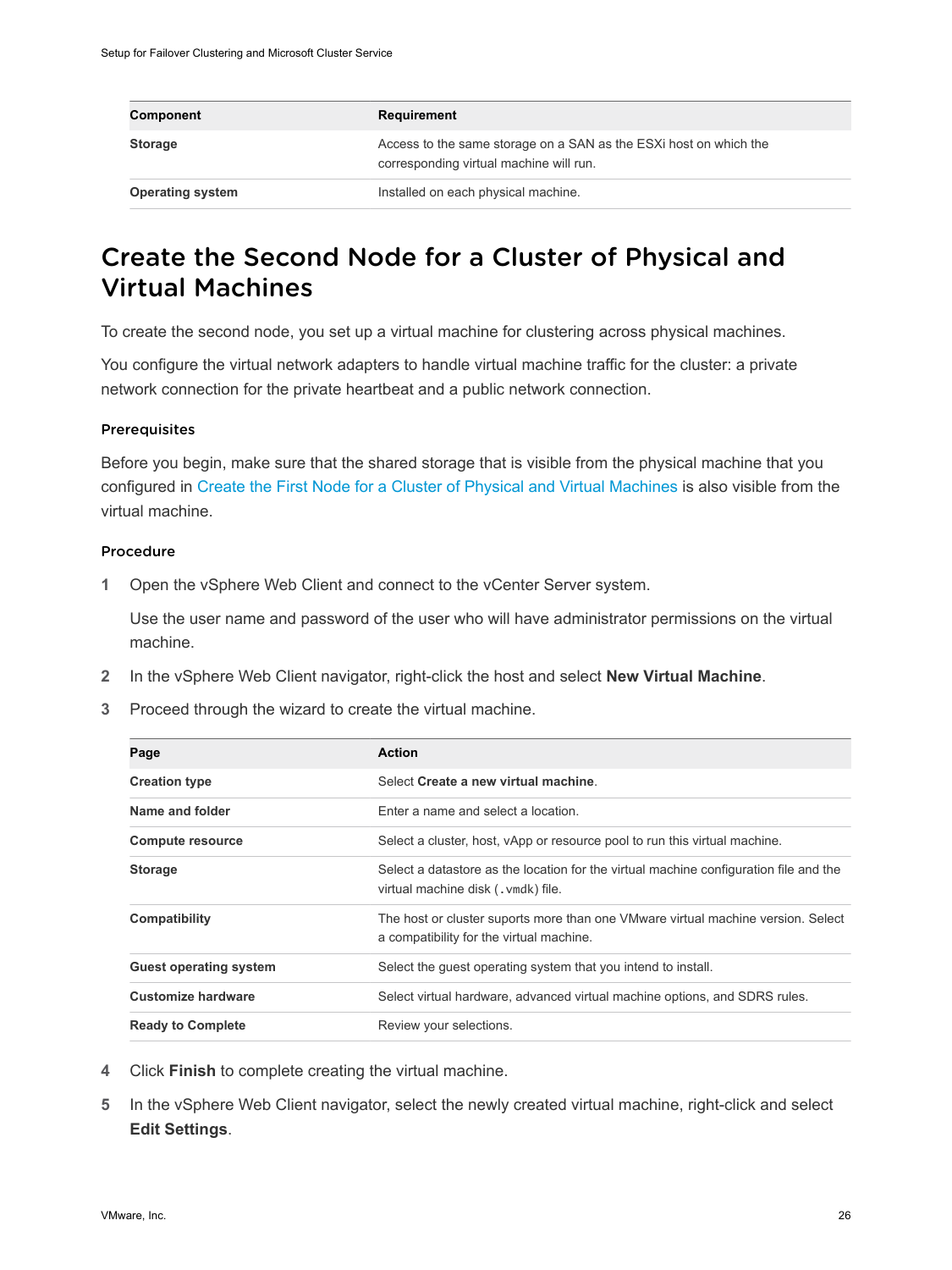| Component | Requirement |
|---|---|
| **Storage** | Access to the same storage on a SAN as the ESXi host on which the corresponding virtual machine will run. |
| **Operating system** | Installed on each physical machine. |

# Create the Second Node for a Cluster of Physical and Virtual Machines

To create the second node, you set up a virtual machine for clustering across physical machines.

You configure the virtual network adapters to handle virtual machine traffic for the cluster: a private network connection for the private heartbeat and a public network connection.

### Prerequisites

Before you begin, make sure that the shared storage that is visible from the physical machine that you configured in Create the First Node for a Cluster of Physical and Virtual Machines is also visible from the virtual machine.

### Procedure

1. Open the vSphere Web Client and connect to the vCenter Server system.

   Use the user name and password of the user who will have administrator permissions on the virtual machine.

2. In the vSphere Web Client navigator, right-click the host and select **New Virtual Machine**.

3. Proceed through the wizard to create the virtual machine.

| Page | Action |
|---|---|
| **Creation type** | Select **Create a new virtual machine**. |
| **Name and folder** | Enter a name and select a location. |
| **Compute resource** | Select a cluster, host, vApp or resource pool to run this virtual machine. |
| **Storage** | Select a datastore as the location for the virtual machine configuration file and the virtual machine disk (`.vmdk`) file. |
| **Compatibility** | The host or cluster suports more than one VMware virtual machine version. Select a compatibility for the virtual machine. |
| **Guest operating system** | Select the guest operating system that you intend to install. |
| **Customize hardware** | Select virtual hardware, advanced virtual machine options, and SDRS rules. |
| **Ready to Complete** | Review your selections. |

4. Click **Finish** to complete creating the virtual machine.

5. In the vSphere Web Client navigator, select the newly created virtual machine, right-click and select **Edit Settings**.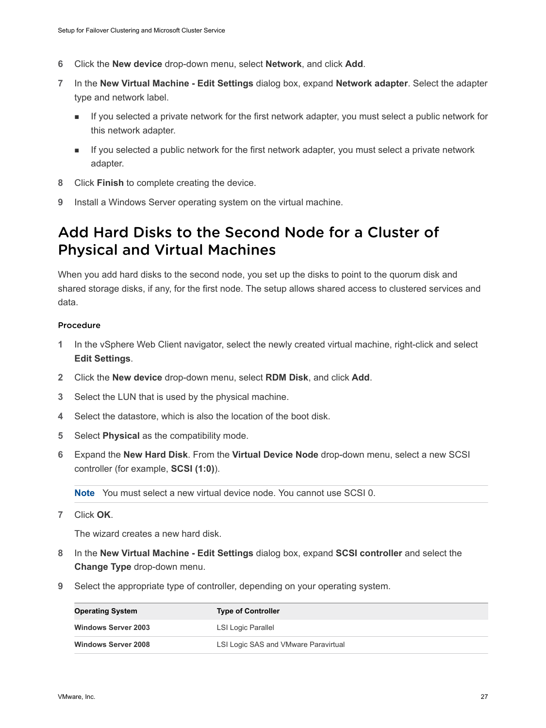6. Click the **New device** drop-down menu, select **Network**, and click **Add**.
7. In the **New Virtual Machine - Edit Settings** dialog box, expand **Network adapter**. Select the adapter type and network label.
   - If you selected a private network for the first network adapter, you must select a public network for this network adapter.
   - If you selected a public network for the first network adapter, you must select a private network adapter.
8. Click **Finish** to complete creating the device.
9. Install a Windows Server operating system on the virtual machine.

## Add Hard Disks to the Second Node for a Cluster of Physical and Virtual Machines

When you add hard disks to the second node, you set up the disks to point to the quorum disk and shared storage disks, if any, for the first node. The setup allows shared access to clustered services and data.

### Procedure

1. In the vSphere Web Client navigator, select the newly created virtual machine, right-click and select **Edit Settings**.
2. Click the **New device** drop-down menu, select **RDM Disk**, and click **Add**.
3. Select the LUN that is used by the physical machine.
4. Select the datastore, which is also the location of the boot disk.
5. Select **Physical** as the compatibility mode.
6. Expand the **New Hard Disk**. From the **Virtual Device Node** drop-down menu, select a new SCSI controller (for example, **SCSI (1:0)**).

   **Note** You must select a new virtual device node. You cannot use SCSI 0.

7. Click **OK**.

   The wizard creates a new hard disk.

8. In the **New Virtual Machine - Edit Settings** dialog box, expand **SCSI controller** and select the **Change Type** drop-down menu.
9. Select the appropriate type of controller, depending on your operating system.

| Operating System | Type of Controller |
| --- | --- |
| **Windows Server 2003** | LSI Logic Parallel |
| **Windows Server 2008** | LSI Logic SAS and VMware Paravirtual |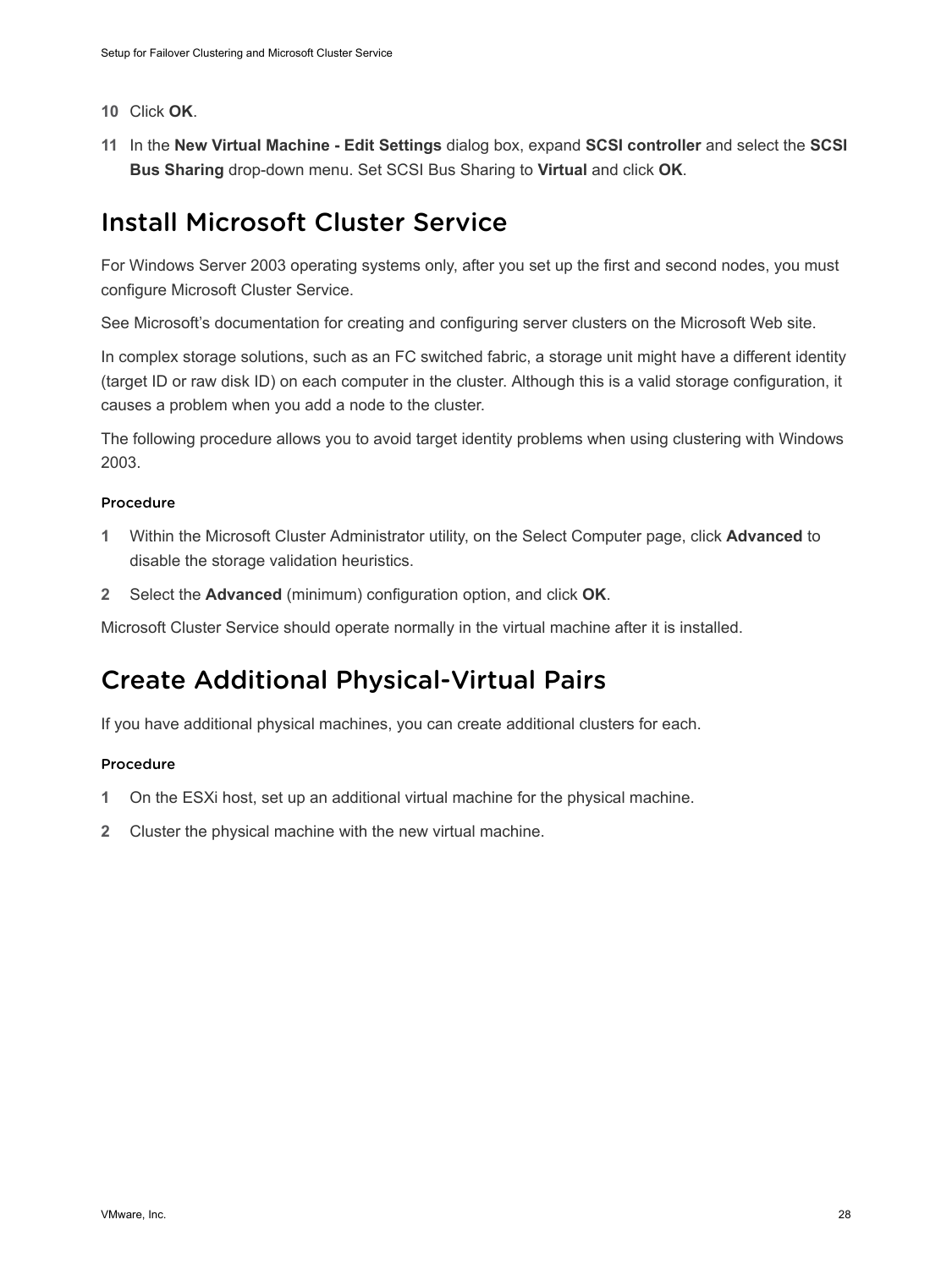10 Click **OK**.

11 In the **New Virtual Machine - Edit Settings** dialog box, expand **SCSI controller** and select the **SCSI Bus Sharing** drop-down menu. Set SCSI Bus Sharing to **Virtual** and click **OK**.

# Install Microsoft Cluster Service

For Windows Server 2003 operating systems only, after you set up the first and second nodes, you must configure Microsoft Cluster Service.

See Microsoft's documentation for creating and configuring server clusters on the Microsoft Web site.

In complex storage solutions, such as an FC switched fabric, a storage unit might have a different identity (target ID or raw disk ID) on each computer in the cluster. Although this is a valid storage configuration, it causes a problem when you add a node to the cluster.

The following procedure allows you to avoid target identity problems when using clustering with Windows 2003.

### Procedure

1 Within the Microsoft Cluster Administrator utility, on the Select Computer page, click **Advanced** to disable the storage validation heuristics.

2 Select the **Advanced** (minimum) configuration option, and click **OK**.

Microsoft Cluster Service should operate normally in the virtual machine after it is installed.

# Create Additional Physical-Virtual Pairs

If you have additional physical machines, you can create additional clusters for each.

### Procedure

1 On the ESXi host, set up an additional virtual machine for the physical machine.

2 Cluster the physical machine with the new virtual machine.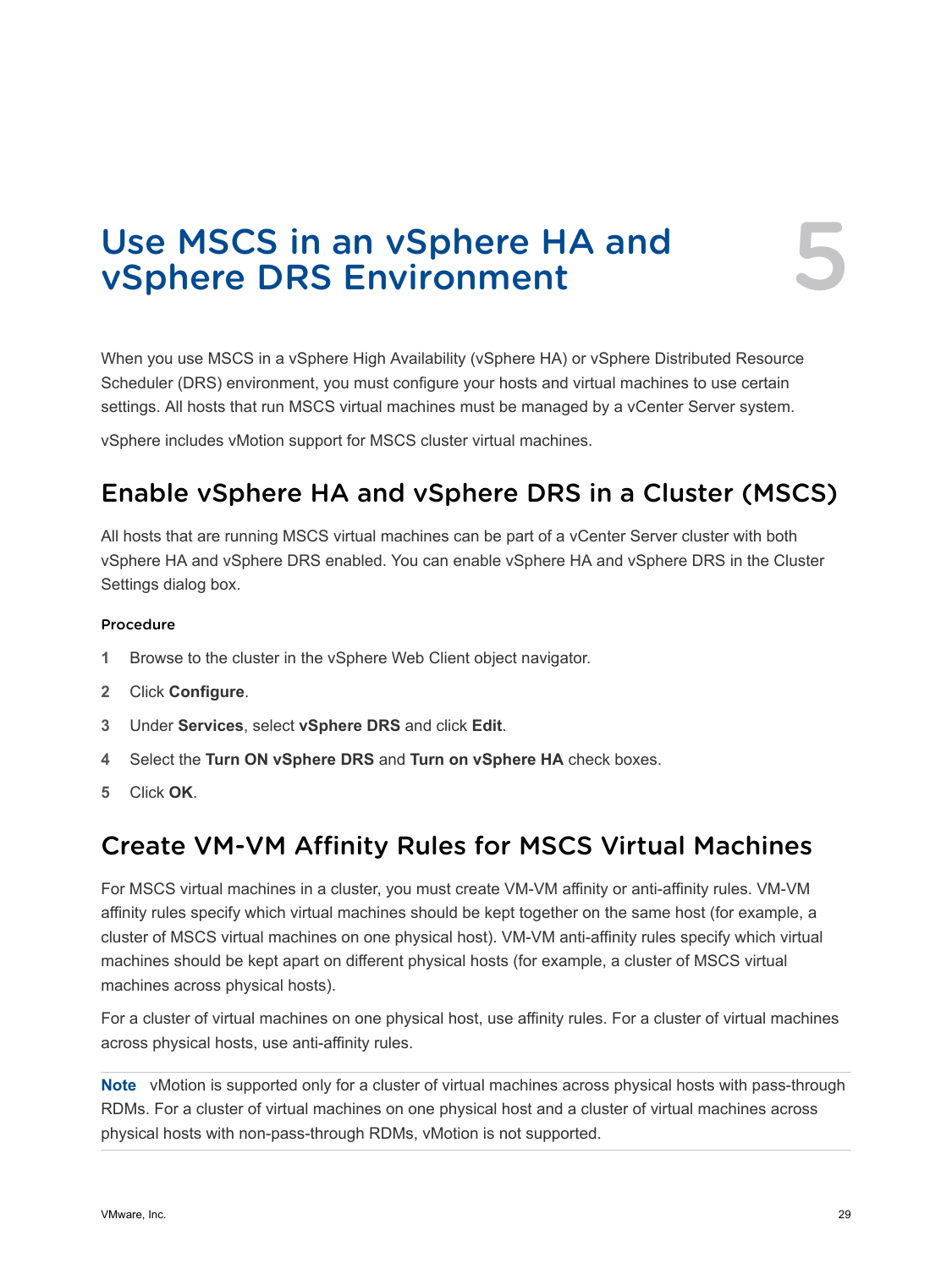# 5 Use MSCS in an vSphere HA and vSphere DRS Environment

When you use MSCS in a vSphere High Availability (vSphere HA) or vSphere Distributed Resource Scheduler (DRS) environment, you must configure your hosts and virtual machines to use certain settings. All hosts that run MSCS virtual machines must be managed by a vCenter Server system.

vSphere includes vMotion support for MSCS cluster virtual machines.

## Enable vSphere HA and vSphere DRS in a Cluster (MSCS)

All hosts that are running MSCS virtual machines can be part of a vCenter Server cluster with both vSphere HA and vSphere DRS enabled. You can enable vSphere HA and vSphere DRS in the Cluster Settings dialog box.

#### Procedure

1. Browse to the cluster in the vSphere Web Client object navigator.
2. Click **Configure**.
3. Under **Services**, select **vSphere DRS** and click **Edit**.
4. Select the **Turn ON vSphere DRS** and **Turn on vSphere HA** check boxes.
5. Click **OK**.

## Create VM-VM Affinity Rules for MSCS Virtual Machines

For MSCS virtual machines in a cluster, you must create VM-VM affinity or anti-affinity rules. VM-VM affinity rules specify which virtual machines should be kept together on the same host (for example, a cluster of MSCS virtual machines on one physical host). VM-VM anti-affinity rules specify which virtual machines should be kept apart on different physical hosts (for example, a cluster of MSCS virtual machines across physical hosts).

For a cluster of virtual machines on one physical host, use affinity rules. For a cluster of virtual machines across physical hosts, use anti-affinity rules.

**Note** vMotion is supported only for a cluster of virtual machines across physical hosts with pass-through RDMs. For a cluster of virtual machines on one physical host and a cluster of virtual machines across physical hosts with non-pass-through RDMs, vMotion is not supported.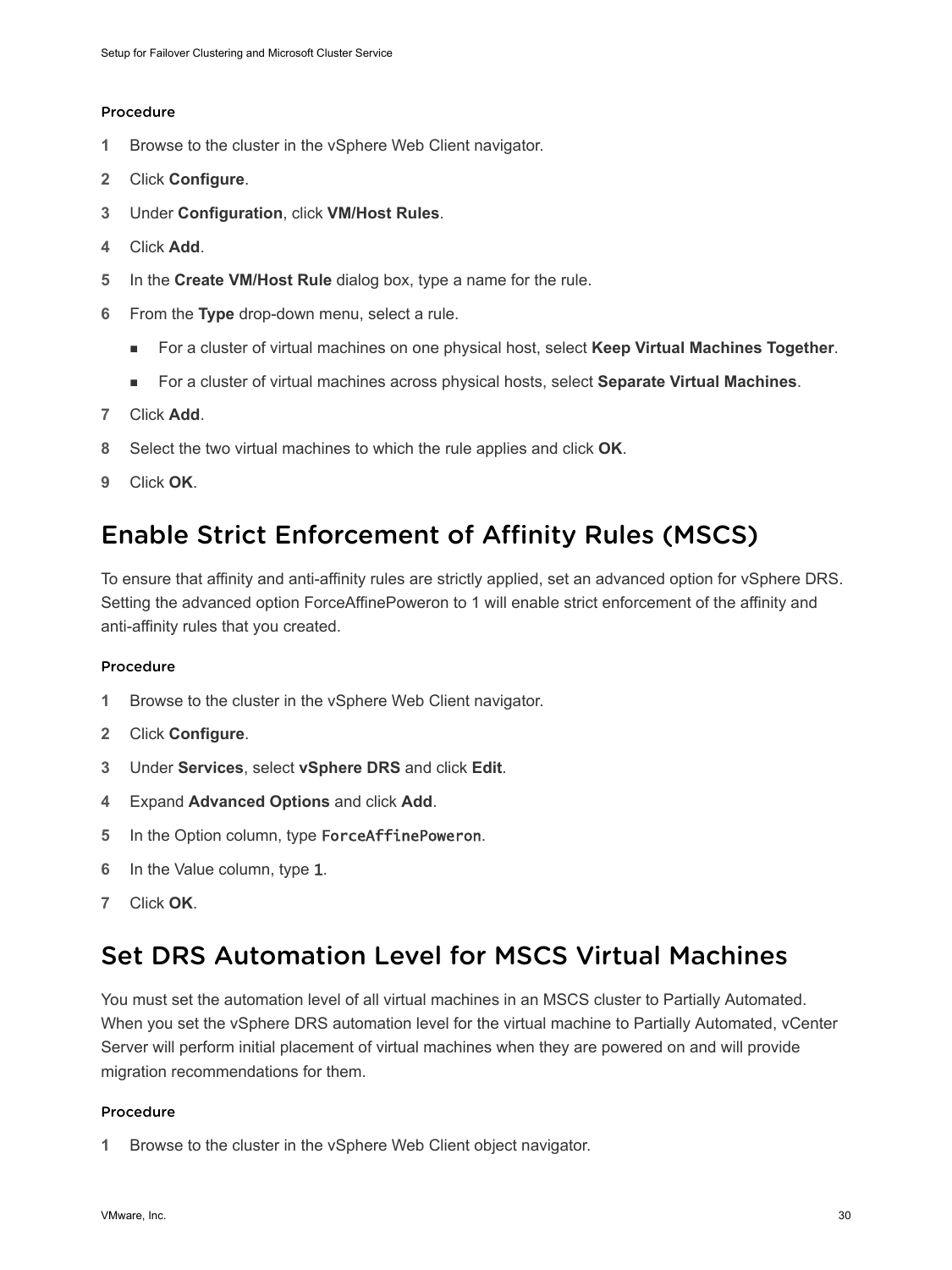#### Procedure

1. Browse to the cluster in the vSphere Web Client navigator.
2. Click **Configure**.
3. Under **Configuration**, click **VM/Host Rules**.
4. Click **Add**.
5. In the **Create VM/Host Rule** dialog box, type a name for the rule.
6. From the **Type** drop-down menu, select a rule.
   - For a cluster of virtual machines on one physical host, select **Keep Virtual Machines Together**.
   - For a cluster of virtual machines across physical hosts, select **Separate Virtual Machines**.
7. Click **Add**.
8. Select the two virtual machines to which the rule applies and click **OK**.
9. Click **OK**.

## Enable Strict Enforcement of Affinity Rules (MSCS)

To ensure that affinity and anti-affinity rules are strictly applied, set an advanced option for vSphere DRS. Setting the advanced option ForceAffinePoweron to 1 will enable strict enforcement of the affinity and anti-affinity rules that you created.

#### Procedure

1. Browse to the cluster in the vSphere Web Client navigator.
2. Click **Configure**.
3. Under **Services**, select **vSphere DRS** and click **Edit**.
4. Expand **Advanced Options** and click **Add**.
5. In the Option column, type `ForceAffinePoweron`.
6. In the Value column, type **1**.
7. Click **OK**.

## Set DRS Automation Level for MSCS Virtual Machines

You must set the automation level of all virtual machines in an MSCS cluster to Partially Automated. When you set the vSphere DRS automation level for the virtual machine to Partially Automated, vCenter Server will perform initial placement of virtual machines when they are powered on and will provide migration recommendations for them.

#### Procedure

1. Browse to the cluster in the vSphere Web Client object navigator.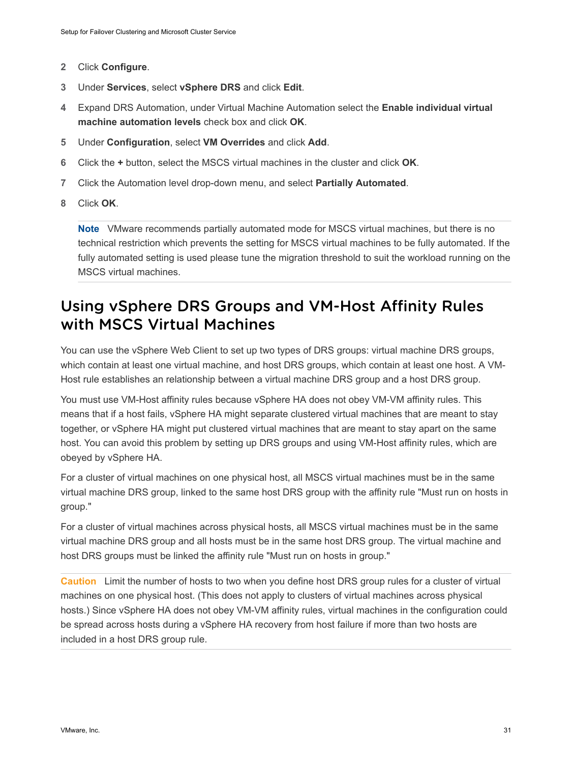2 Click **Configure**.

3 Under **Services**, select **vSphere DRS** and click **Edit**.

4 Expand DRS Automation, under Virtual Machine Automation select the **Enable individual virtual machine automation levels** check box and click **OK**.

5 Under **Configuration**, select **VM Overrides** and click **Add**.

6 Click the **+** button, select the MSCS virtual machines in the cluster and click **OK**.

7 Click the Automation level drop-down menu, and select **Partially Automated**.

8 Click **OK**.

**Note** VMware recommends partially automated mode for MSCS virtual machines, but there is no technical restriction which prevents the setting for MSCS virtual machines to be fully automated. If the fully automated setting is used please tune the migration threshold to suit the workload running on the MSCS virtual machines.

# Using vSphere DRS Groups and VM-Host Affinity Rules with MSCS Virtual Machines

You can use the vSphere Web Client to set up two types of DRS groups: virtual machine DRS groups, which contain at least one virtual machine, and host DRS groups, which contain at least one host. A VM-Host rule establishes an relationship between a virtual machine DRS group and a host DRS group.

You must use VM-Host affinity rules because vSphere HA does not obey VM-VM affinity rules. This means that if a host fails, vSphere HA might separate clustered virtual machines that are meant to stay together, or vSphere HA might put clustered virtual machines that are meant to stay apart on the same host. You can avoid this problem by setting up DRS groups and using VM-Host affinity rules, which are obeyed by vSphere HA.

For a cluster of virtual machines on one physical host, all MSCS virtual machines must be in the same virtual machine DRS group, linked to the same host DRS group with the affinity rule "Must run on hosts in group."

For a cluster of virtual machines across physical hosts, all MSCS virtual machines must be in the same virtual machine DRS group and all hosts must be in the same host DRS group. The virtual machine and host DRS groups must be linked the affinity rule "Must run on hosts in group."

**Caution** Limit the number of hosts to two when you define host DRS group rules for a cluster of virtual machines on one physical host. (This does not apply to clusters of virtual machines across physical hosts.) Since vSphere HA does not obey VM-VM affinity rules, virtual machines in the configuration could be spread across hosts during a vSphere HA recovery from host failure if more than two hosts are included in a host DRS group rule.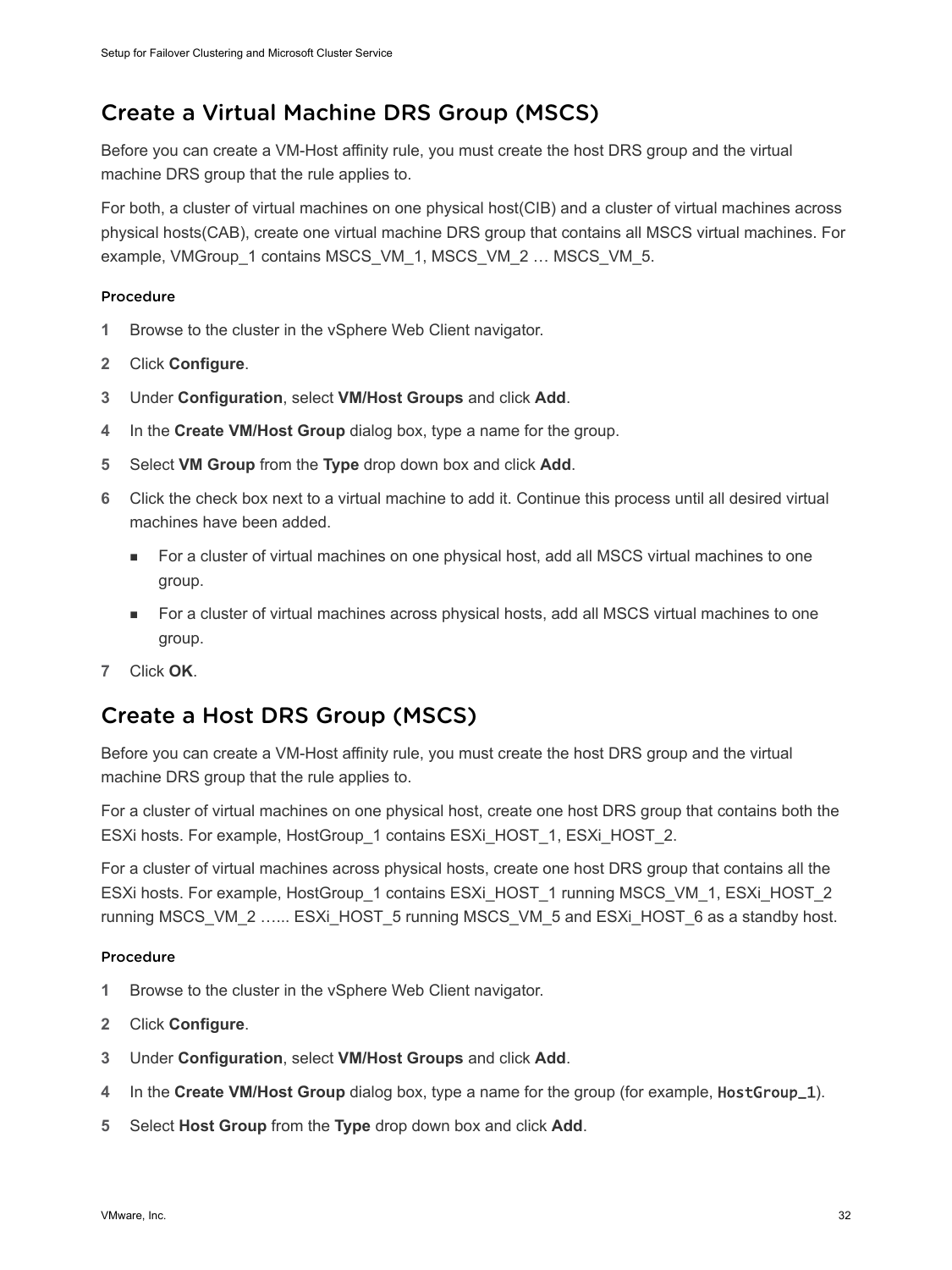## Create a Virtual Machine DRS Group (MSCS)

Before you can create a VM-Host affinity rule, you must create the host DRS group and the virtual machine DRS group that the rule applies to.

For both, a cluster of virtual machines on one physical host(CIB) and a cluster of virtual machines across physical hosts(CAB), create one virtual machine DRS group that contains all MSCS virtual machines. For example, VMGroup_1 contains MSCS_VM_1, MSCS_VM_2 … MSCS_VM_5.

#### Procedure

1. Browse to the cluster in the vSphere Web Client navigator.
2. Click **Configure**.
3. Under **Configuration**, select **VM/Host Groups** and click **Add**.
4. In the **Create VM/Host Group** dialog box, type a name for the group.
5. Select **VM Group** from the **Type** drop down box and click **Add**.
6. Click the check box next to a virtual machine to add it. Continue this process until all desired virtual machines have been added.
   - For a cluster of virtual machines on one physical host, add all MSCS virtual machines to one group.
   - For a cluster of virtual machines across physical hosts, add all MSCS virtual machines to one group.
7. Click **OK**.

## Create a Host DRS Group (MSCS)

Before you can create a VM-Host affinity rule, you must create the host DRS group and the virtual machine DRS group that the rule applies to.

For a cluster of virtual machines on one physical host, create one host DRS group that contains both the ESXi hosts. For example, HostGroup_1 contains ESXi_HOST_1, ESXi_HOST_2.

For a cluster of virtual machines across physical hosts, create one host DRS group that contains all the ESXi hosts. For example, HostGroup_1 contains ESXi_HOST_1 running MSCS_VM_1, ESXi_HOST_2 running MSCS_VM_2 …... ESXi_HOST_5 running MSCS_VM_5 and ESXi_HOST_6 as a standby host.

#### Procedure

1. Browse to the cluster in the vSphere Web Client navigator.
2. Click **Configure**.
3. Under **Configuration**, select **VM/Host Groups** and click **Add**.
4. In the **Create VM/Host Group** dialog box, type a name for the group (for example, `HostGroup_1`).
5. Select **Host Group** from the **Type** drop down box and click **Add**.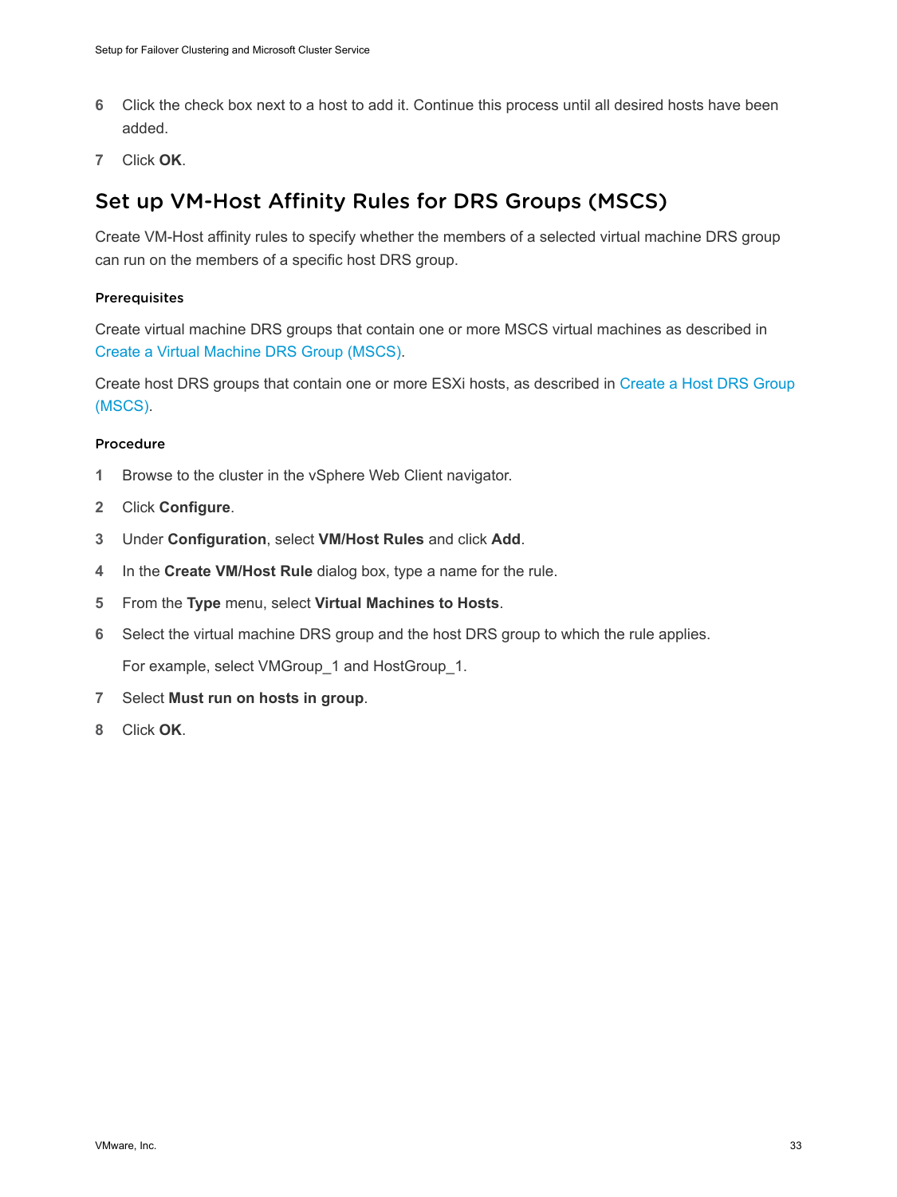6 Click the check box next to a host to add it. Continue this process until all desired hosts have been added.

7 Click **OK**.

## Set up VM-Host Affinity Rules for DRS Groups (MSCS)

Create VM-Host affinity rules to specify whether the members of a selected virtual machine DRS group can run on the members of a specific host DRS group.

#### Prerequisites

Create virtual machine DRS groups that contain one or more MSCS virtual machines as described in Create a Virtual Machine DRS Group (MSCS).

Create host DRS groups that contain one or more ESXi hosts, as described in Create a Host DRS Group (MSCS).

#### Procedure

1 Browse to the cluster in the vSphere Web Client navigator.

2 Click **Configure**.

3 Under **Configuration**, select **VM/Host Rules** and click **Add**.

4 In the **Create VM/Host Rule** dialog box, type a name for the rule.

5 From the **Type** menu, select **Virtual Machines to Hosts**.

6 Select the virtual machine DRS group and the host DRS group to which the rule applies.

   For example, select VMGroup_1 and HostGroup_1.

7 Select **Must run on hosts in group**.

8 Click **OK**.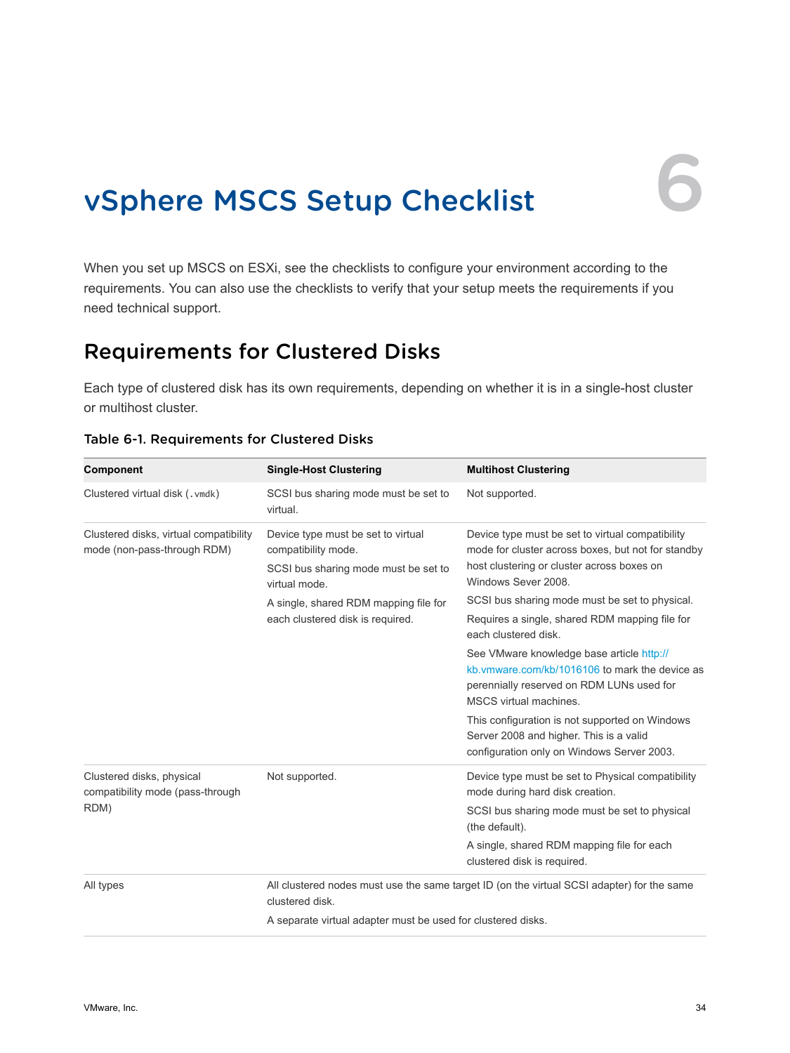# vSphere MSCS Setup Checklist

6

When you set up MSCS on ESXi, see the checklists to configure your environment according to the requirements. You can also use the checklists to verify that your setup meets the requirements if you need technical support.

## Requirements for Clustered Disks

Each type of clustered disk has its own requirements, depending on whether it is in a single-host cluster or multihost cluster.

**Table 6-1. Requirements for Clustered Disks**

| Component | Single-Host Clustering | Multihost Clustering |
| --- | --- | --- |
| Clustered virtual disk (`.vmdk`) | SCSI bus sharing mode must be set to virtual. | Not supported. |
| Clustered disks, virtual compatibility mode (non-pass-through RDM) | Device type must be set to virtual compatibility mode. SCSI bus sharing mode must be set to virtual mode. A single, shared RDM mapping file for each clustered disk is required. | Device type must be set to virtual compatibility mode for cluster across boxes, but not for standby host clustering or cluster across boxes on Windows Sever 2008. SCSI bus sharing mode must be set to physical. Requires a single, shared RDM mapping file for each clustered disk. See VMware knowledge base article http://kb.vmware.com/kb/1016106 to mark the device as perennially reserved on RDM LUNs used for MSCS virtual machines. This configuration is not supported on Windows Server 2008 and higher. This is a valid configuration only on Windows Server 2003. |
| Clustered disks, physical compatibility mode (pass-through RDM) | Not supported. | Device type must be set to Physical compatibility mode during hard disk creation. SCSI bus sharing mode must be set to physical (the default). A single, shared RDM mapping file for each clustered disk is required. |
| All types | All clustered nodes must use the same target ID (on the virtual SCSI adapter) for the same clustered disk. A separate virtual adapter must be used for clustered disks. | |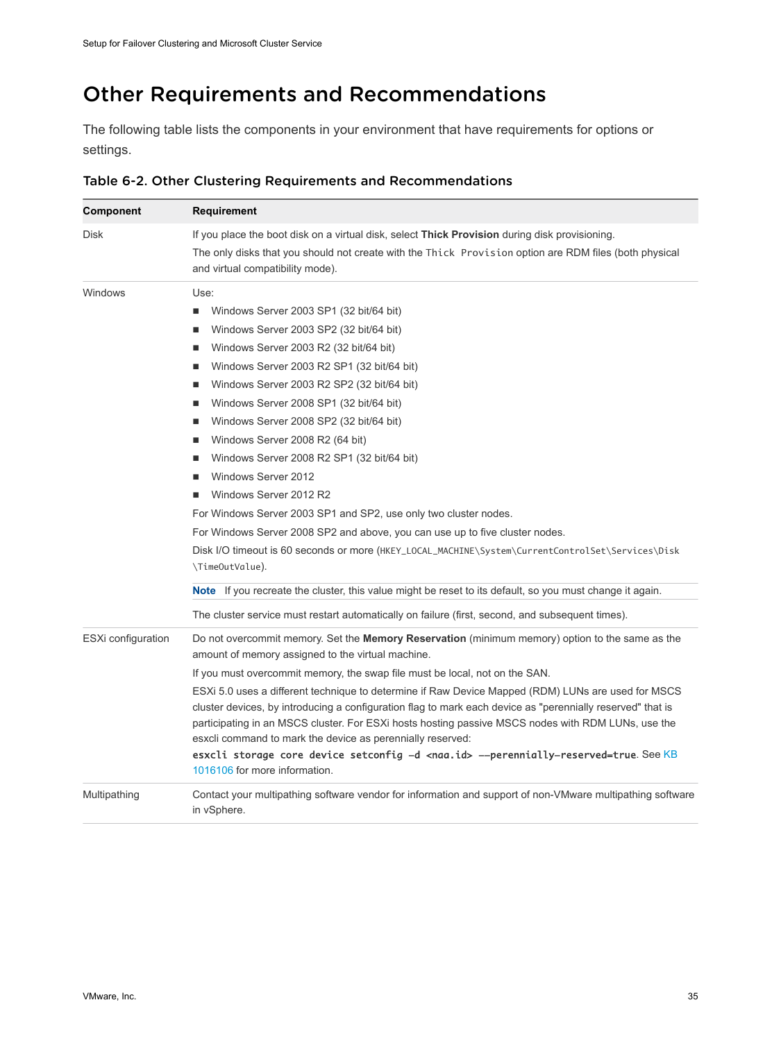# Other Requirements and Recommendations

The following table lists the components in your environment that have requirements for options or settings.

**Table 6-2. Other Clustering Requirements and Recommendations**

| Component | Requirement |
| --- | --- |
| Disk | If you place the boot disk on a virtual disk, select **Thick Provision** during disk provisioning.<br>The only disks that you should not create with the `Thick Provision` option are RDM files (both physical and virtual compatibility mode). |
| Windows | Use:<br>■ Windows Server 2003 SP1 (32 bit/64 bit)<br>■ Windows Server 2003 SP2 (32 bit/64 bit)<br>■ Windows Server 2003 R2 (32 bit/64 bit)<br>■ Windows Server 2003 R2 SP1 (32 bit/64 bit)<br>■ Windows Server 2003 R2 SP2 (32 bit/64 bit)<br>■ Windows Server 2008 SP1 (32 bit/64 bit)<br>■ Windows Server 2008 SP2 (32 bit/64 bit)<br>■ Windows Server 2008 R2 (64 bit)<br>■ Windows Server 2008 R2 SP1 (32 bit/64 bit)<br>■ Windows Server 2012<br>■ Windows Server 2012 R2<br>For Windows Server 2003 SP1 and SP2, use only two cluster nodes.<br>For Windows Server 2008 SP2 and above, you can use up to five cluster nodes.<br>Disk I/O timeout is 60 seconds or more (`HKEY_LOCAL_MACHINE\System\CurrentControlSet\Services\Disk\TimeOutValue`).<br>**Note** If you recreate the cluster, this value might be reset to its default, so you must change it again.<br>The cluster service must restart automatically on failure (first, second, and subsequent times). |
| ESXi configuration | Do not overcommit memory. Set the **Memory Reservation** (minimum memory) option to the same as the amount of memory assigned to the virtual machine.<br>If you must overcommit memory, the swap file must be local, not on the SAN.<br>ESXi 5.0 uses a different technique to determine if Raw Device Mapped (RDM) LUNs are used for MSCS cluster devices, by introducing a configuration flag to mark each device as "perennially reserved" that is participating in an MSCS cluster. For ESXi hosts hosting passive MSCS nodes with RDM LUNs, use the esxcli command to mark the device as perennially reserved:<br>**`esxcli storage core device setconfig -d <naa.id> --perennially-reserved=true`**. See KB 1016106 for more information. |
| Multipathing | Contact your multipathing software vendor for information and support of non-VMware multipathing software in vSphere. |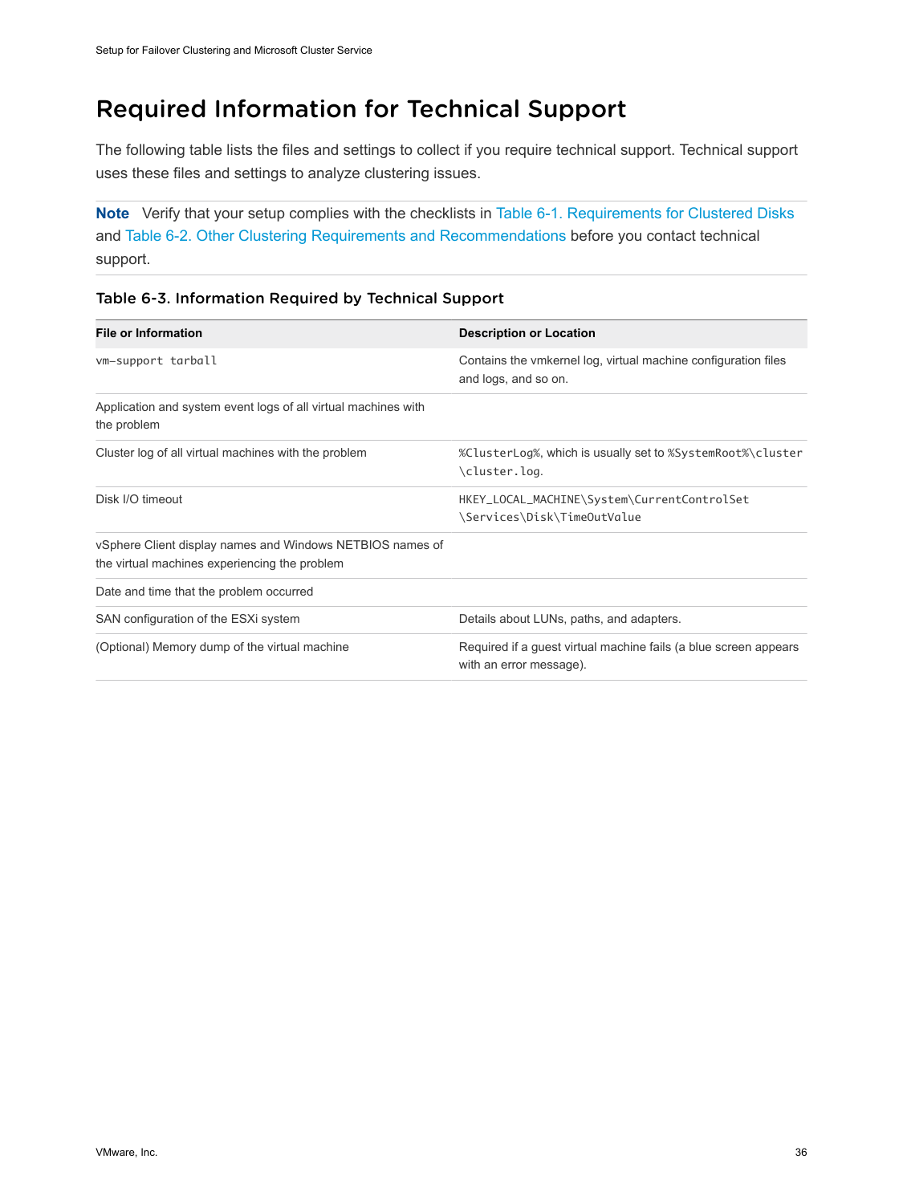# Required Information for Technical Support

The following table lists the files and settings to collect if you require technical support. Technical support uses these files and settings to analyze clustering issues.

**Note** Verify that your setup complies with the checklists in Table 6-1. Requirements for Clustered Disks and Table 6-2. Other Clustering Requirements and Recommendations before you contact technical support.

### Table 6-3. Information Required by Technical Support

| File or Information | Description or Location |
| --- | --- |
| `vm-support tarball` | Contains the vmkernel log, virtual machine configuration files and logs, and so on. |
| Application and system event logs of all virtual machines with the problem | |
| Cluster log of all virtual machines with the problem | `%ClusterLog%`, which is usually set to `%SystemRoot%\cluster\cluster.log`. |
| Disk I/O timeout | `HKEY_LOCAL_MACHINE\System\CurrentControlSet\Services\Disk\TimeOutValue` |
| vSphere Client display names and Windows NETBIOS names of the virtual machines experiencing the problem | |
| Date and time that the problem occurred | |
| SAN configuration of the ESXi system | Details about LUNs, paths, and adapters. |
| (Optional) Memory dump of the virtual machine | Required if a guest virtual machine fails (a blue screen appears with an error message). |